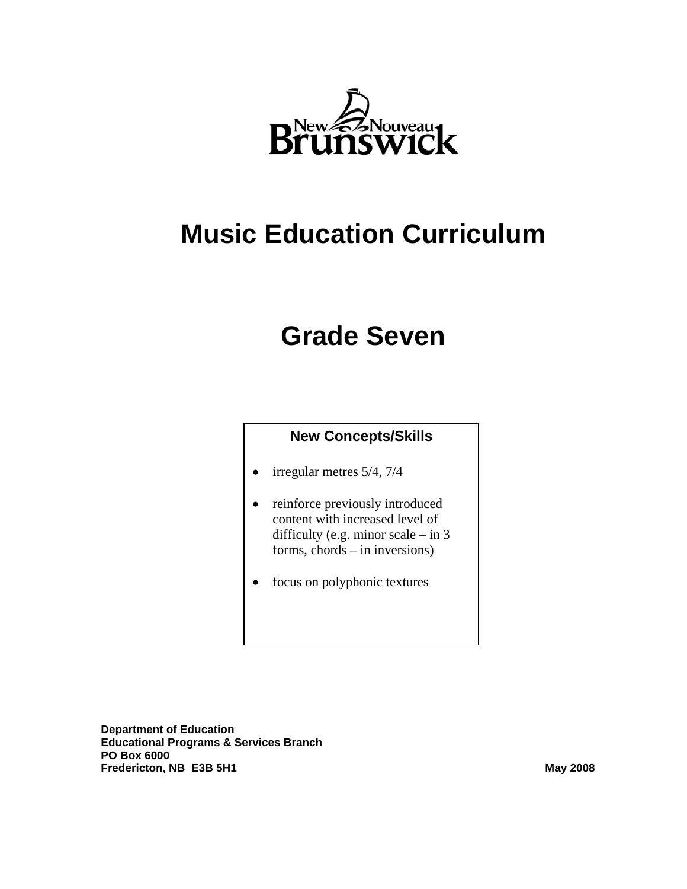New Nouveau Brunswick

# Music Education Curriculum

# Grade Seven

**New Concepts/Skills**

- irregular metres 5/4, 7/4
- reinforce previously introduced content with increased level of difficulty (e.g. minor scale – in 3 forms, chords – in inversions)
- focus on polyphonic textures

**Department of Education**
**Educational Programs & Services Branch**
**PO Box 6000**
**Fredericton, NB E3B 5H1**

**May 2008**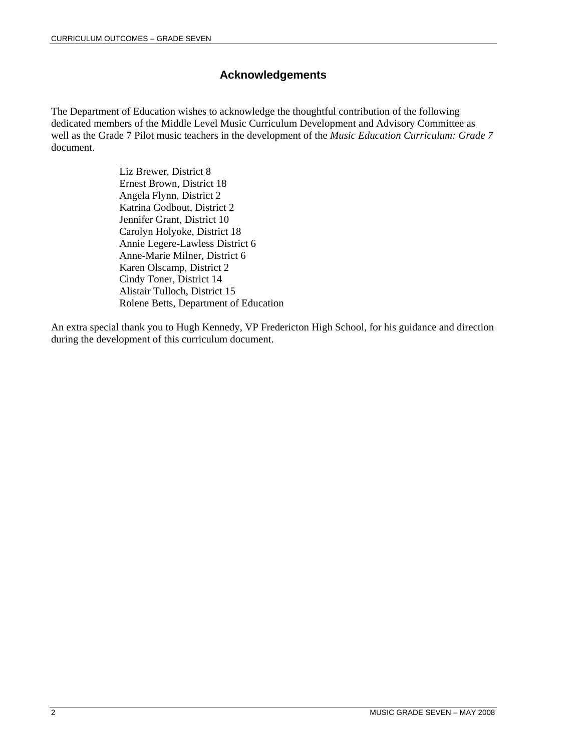## Acknowledgements

The Department of Education wishes to acknowledge the thoughtful contribution of the following dedicated members of the Middle Level Music Curriculum Development and Advisory Committee as well as the Grade 7 Pilot music teachers in the development of the *Music Education Curriculum: Grade 7* document.

Liz Brewer, District 8
Ernest Brown, District 18
Angela Flynn, District 2
Katrina Godbout, District 2
Jennifer Grant, District 10
Carolyn Holyoke, District 18
Annie Legere-Lawless District 6
Anne-Marie Milner, District 6
Karen Olscamp, District 2
Cindy Toner, District 14
Alistair Tulloch, District 15
Rolene Betts, Department of Education

An extra special thank you to Hugh Kennedy, VP Fredericton High School, for his guidance and direction during the development of this curriculum document.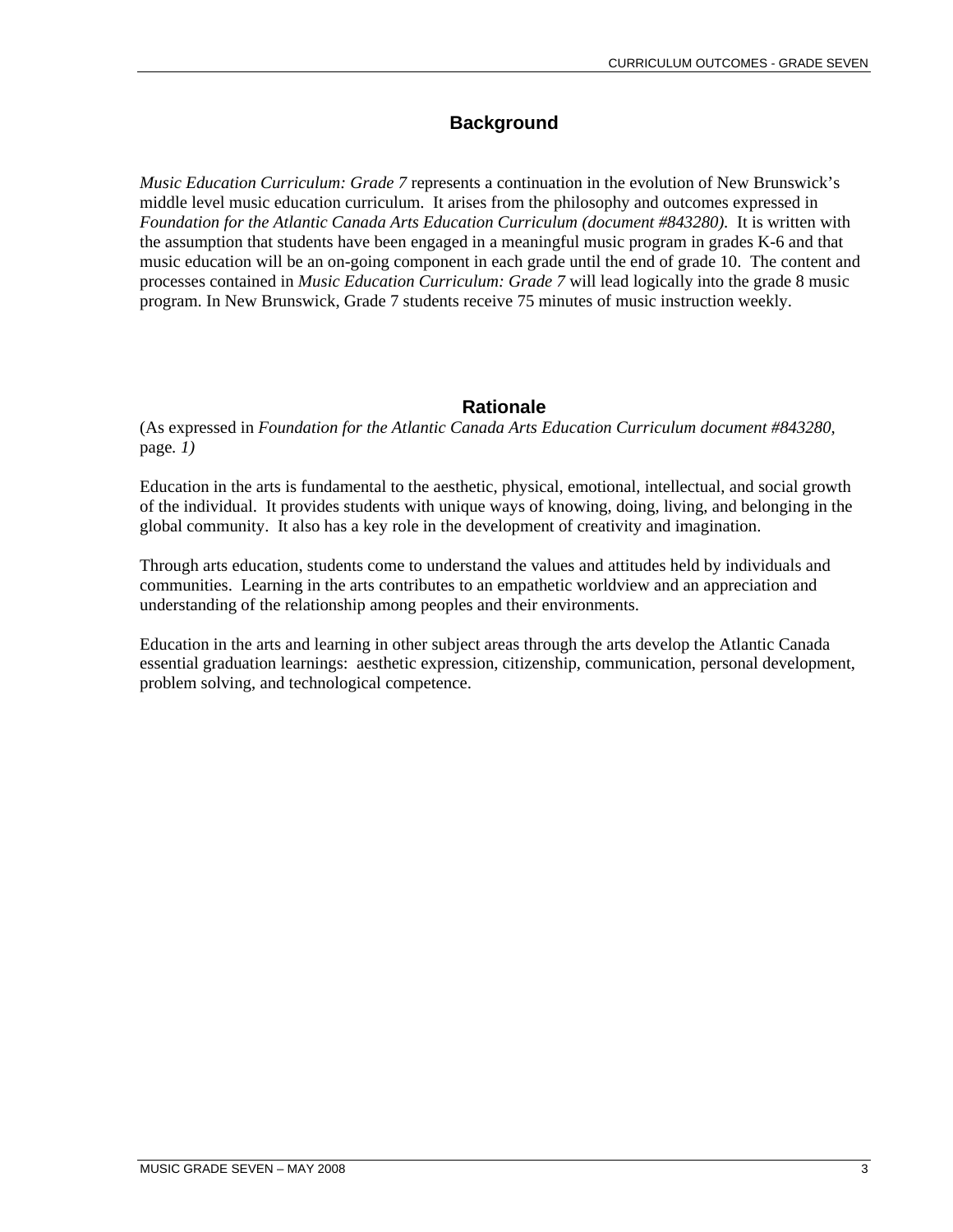## Background

*Music Education Curriculum: Grade 7* represents a continuation in the evolution of New Brunswick's middle level music education curriculum. It arises from the philosophy and outcomes expressed in *Foundation for the Atlantic Canada Arts Education Curriculum (document #843280).* It is written with the assumption that students have been engaged in a meaningful music program in grades K-6 and that music education will be an on-going component in each grade until the end of grade 10. The content and processes contained in *Music Education Curriculum: Grade 7* will lead logically into the grade 8 music program. In New Brunswick, Grade 7 students receive 75 minutes of music instruction weekly.

## Rationale

(As expressed in *Foundation for the Atlantic Canada Arts Education Curriculum document #843280,* page*. 1)*

Education in the arts is fundamental to the aesthetic, physical, emotional, intellectual, and social growth of the individual. It provides students with unique ways of knowing, doing, living, and belonging in the global community. It also has a key role in the development of creativity and imagination.

Through arts education, students come to understand the values and attitudes held by individuals and communities. Learning in the arts contributes to an empathetic worldview and an appreciation and understanding of the relationship among peoples and their environments.

Education in the arts and learning in other subject areas through the arts develop the Atlantic Canada essential graduation learnings: aesthetic expression, citizenship, communication, personal development, problem solving, and technological competence.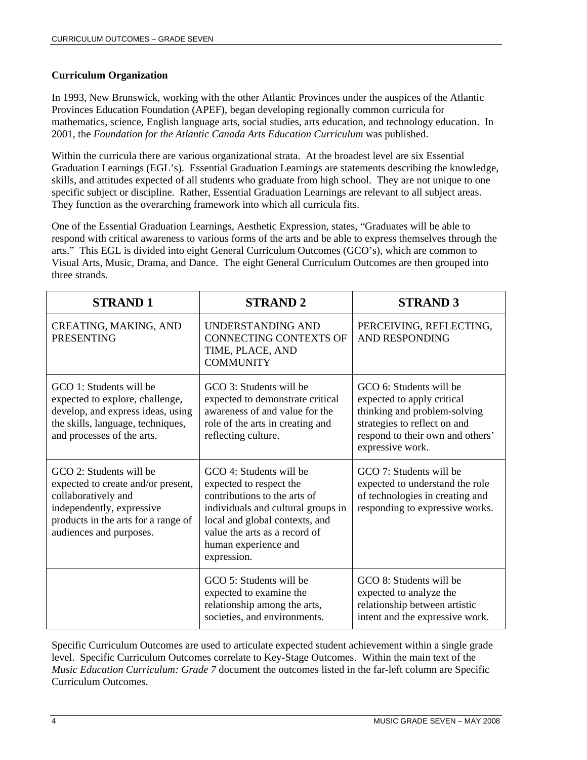**Curriculum Organization**

In 1993, New Brunswick, working with the other Atlantic Provinces under the auspices of the Atlantic Provinces Education Foundation (APEF), began developing regionally common curricula for mathematics, science, English language arts, social studies, arts education, and technology education. In 2001, the *Foundation for the Atlantic Canada Arts Education Curriculum* was published.

Within the curricula there are various organizational strata. At the broadest level are six Essential Graduation Learnings (EGL's). Essential Graduation Learnings are statements describing the knowledge, skills, and attitudes expected of all students who graduate from high school. They are not unique to one specific subject or discipline. Rather, Essential Graduation Learnings are relevant to all subject areas. They function as the overarching framework into which all curricula fits.

One of the Essential Graduation Learnings, Aesthetic Expression, states, "Graduates will be able to respond with critical awareness to various forms of the arts and be able to express themselves through the arts." This EGL is divided into eight General Curriculum Outcomes (GCO's), which are common to Visual Arts, Music, Drama, and Dance. The eight General Curriculum Outcomes are then grouped into three strands.

| **STRAND 1** | **STRAND 2** | **STRAND 3** |
|---|---|---|
| CREATING, MAKING, AND PRESENTING | UNDERSTANDING AND CONNECTING CONTEXTS OF TIME, PLACE, AND COMMUNITY | PERCEIVING, REFLECTING, AND RESPONDING |
| GCO 1: Students will be expected to explore, challenge, develop, and express ideas, using the skills, language, techniques, and processes of the arts. | GCO 3: Students will be expected to demonstrate critical awareness of and value for the role of the arts in creating and reflecting culture. | GCO 6: Students will be expected to apply critical thinking and problem-solving strategies to reflect on and respond to their own and others' expressive work. |
| GCO 2: Students will be expected to create and/or present, collaboratively and independently, expressive products in the arts for a range of audiences and purposes. | GCO 4: Students will be expected to respect the contributions to the arts of individuals and cultural groups in local and global contexts, and value the arts as a record of human experience and expression. | GCO 7: Students will be expected to understand the role of technologies in creating and responding to expressive works. |
| | GCO 5: Students will be expected to examine the relationship among the arts, societies, and environments. | GCO 8: Students will be expected to analyze the relationship between artistic intent and the expressive work. |

Specific Curriculum Outcomes are used to articulate expected student achievement within a single grade level. Specific Curriculum Outcomes correlate to Key-Stage Outcomes. Within the main text of the *Music Education Curriculum: Grade 7* document the outcomes listed in the far-left column are Specific Curriculum Outcomes.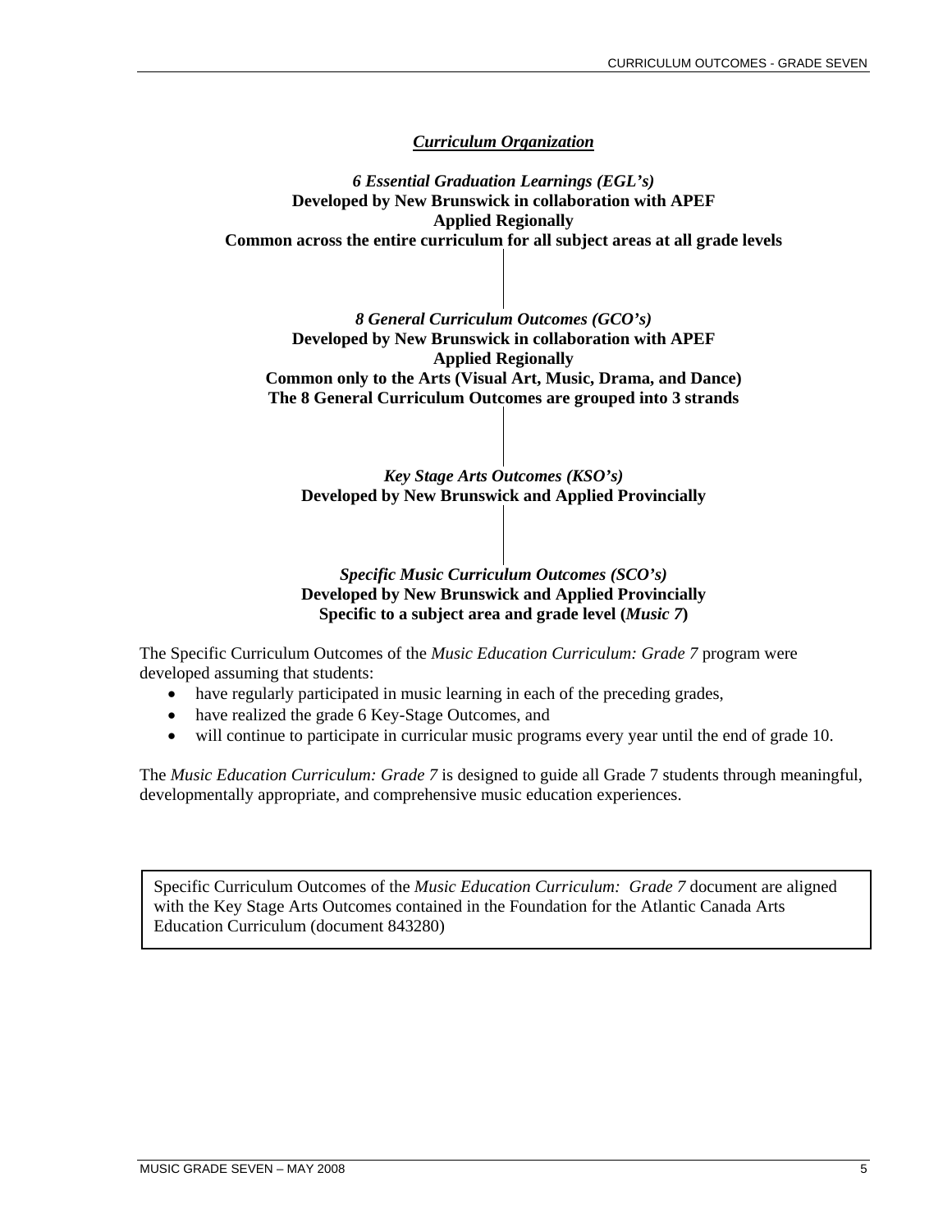## *Curriculum Organization*

***6 Essential Graduation Learnings (EGL's)***
**Developed by New Brunswick in collaboration with APEF**
**Applied Regionally**
**Common across the entire curriculum for all subject areas at all grade levels**

***8 General Curriculum Outcomes (GCO's)***
**Developed by New Brunswick in collaboration with APEF**
**Applied Regionally**
**Common only to the Arts (Visual Art, Music, Drama, and Dance)**
**The 8 General Curriculum Outcomes are grouped into 3 strands**

***Key Stage Arts Outcomes (KSO's)***
**Developed by New Brunswick and Applied Provincially**

***Specific Music Curriculum Outcomes (SCO's)***
**Developed by New Brunswick and Applied Provincially**
**Specific to a subject area and grade level (*Music 7*)**

The Specific Curriculum Outcomes of the *Music Education Curriculum: Grade 7* program were developed assuming that students:

- have regularly participated in music learning in each of the preceding grades,
- have realized the grade 6 Key-Stage Outcomes, and
- will continue to participate in curricular music programs every year until the end of grade 10.

The *Music Education Curriculum: Grade 7* is designed to guide all Grade 7 students through meaningful, developmentally appropriate, and comprehensive music education experiences.

> Specific Curriculum Outcomes of the *Music Education Curriculum: Grade 7* document are aligned with the Key Stage Arts Outcomes contained in the Foundation for the Atlantic Canada Arts Education Curriculum (document 843280)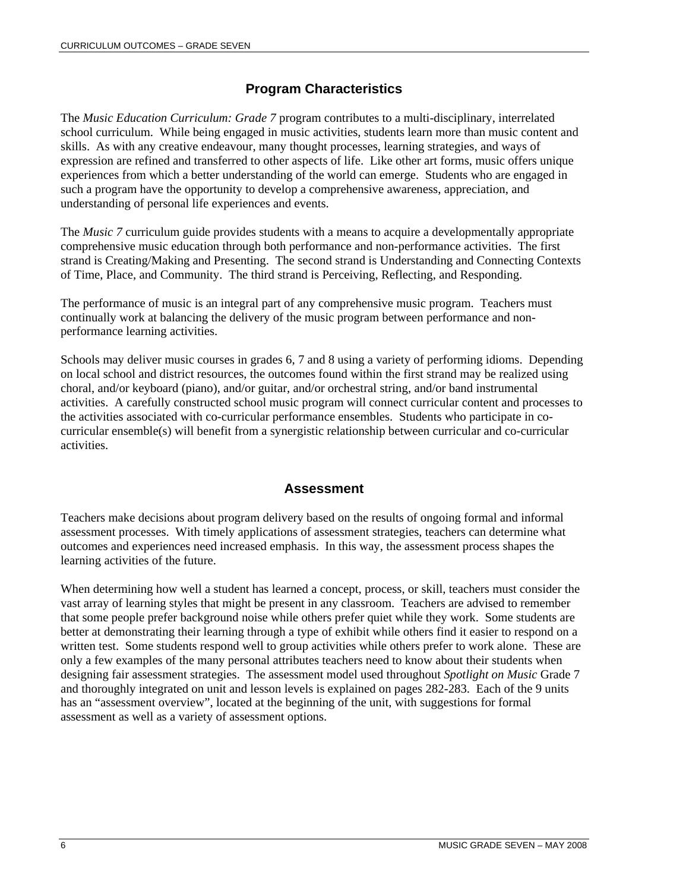## Program Characteristics

The *Music Education Curriculum: Grade 7* program contributes to a multi-disciplinary, interrelated school curriculum. While being engaged in music activities, students learn more than music content and skills. As with any creative endeavour, many thought processes, learning strategies, and ways of expression are refined and transferred to other aspects of life. Like other art forms, music offers unique experiences from which a better understanding of the world can emerge. Students who are engaged in such a program have the opportunity to develop a comprehensive awareness, appreciation, and understanding of personal life experiences and events.

The *Music 7* curriculum guide provides students with a means to acquire a developmentally appropriate comprehensive music education through both performance and non-performance activities. The first strand is Creating/Making and Presenting. The second strand is Understanding and Connecting Contexts of Time, Place, and Community. The third strand is Perceiving, Reflecting, and Responding.

The performance of music is an integral part of any comprehensive music program. Teachers must continually work at balancing the delivery of the music program between performance and non-performance learning activities.

Schools may deliver music courses in grades 6, 7 and 8 using a variety of performing idioms. Depending on local school and district resources, the outcomes found within the first strand may be realized using choral, and/or keyboard (piano), and/or guitar, and/or orchestral string, and/or band instrumental activities. A carefully constructed school music program will connect curricular content and processes to the activities associated with co-curricular performance ensembles. Students who participate in co-curricular ensemble(s) will benefit from a synergistic relationship between curricular and co-curricular activities.

## Assessment

Teachers make decisions about program delivery based on the results of ongoing formal and informal assessment processes. With timely applications of assessment strategies, teachers can determine what outcomes and experiences need increased emphasis. In this way, the assessment process shapes the learning activities of the future.

When determining how well a student has learned a concept, process, or skill, teachers must consider the vast array of learning styles that might be present in any classroom. Teachers are advised to remember that some people prefer background noise while others prefer quiet while they work. Some students are better at demonstrating their learning through a type of exhibit while others find it easier to respond on a written test. Some students respond well to group activities while others prefer to work alone. These are only a few examples of the many personal attributes teachers need to know about their students when designing fair assessment strategies. The assessment model used throughout *Spotlight on Music* Grade 7 and thoroughly integrated on unit and lesson levels is explained on pages 282-283. Each of the 9 units has an "assessment overview", located at the beginning of the unit, with suggestions for formal assessment as well as a variety of assessment options.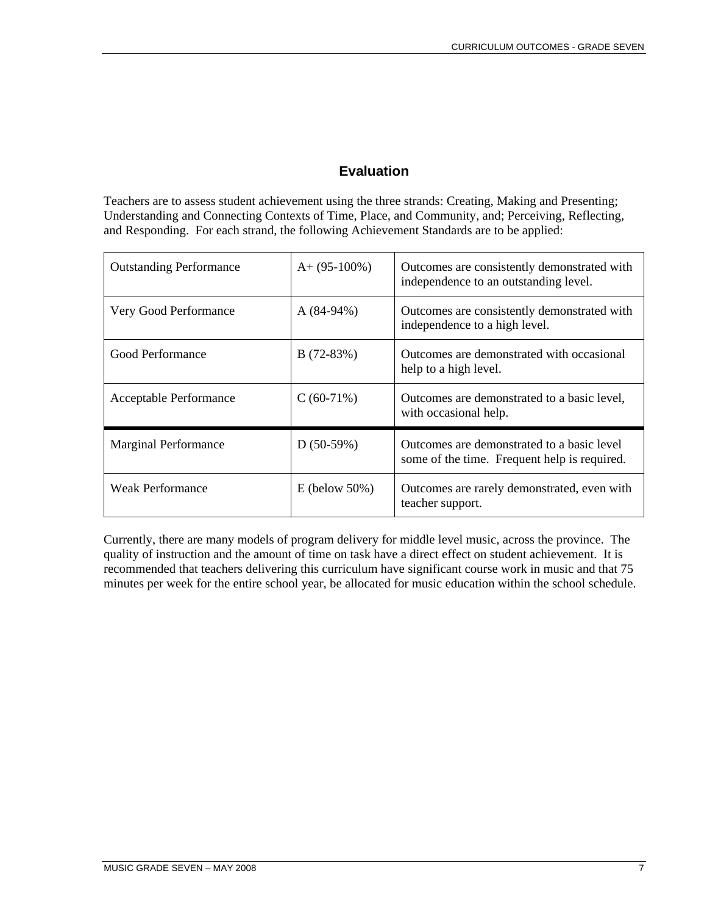## Evaluation

Teachers are to assess student achievement using the three strands: Creating, Making and Presenting; Understanding and Connecting Contexts of Time, Place, and Community, and; Perceiving, Reflecting, and Responding. For each strand, the following Achievement Standards are to be applied:

| | | |
|---|---|---|
| Outstanding Performance | A+ (95-100%) | Outcomes are consistently demonstrated with independence to an outstanding level. |
| Very Good Performance | A (84-94%) | Outcomes are consistently demonstrated with independence to a high level. |
| Good Performance | B (72-83%) | Outcomes are demonstrated with occasional help to a high level. |
| Acceptable Performance | C (60-71%) | Outcomes are demonstrated to a basic level, with occasional help. |
| Marginal Performance | D (50-59%) | Outcomes are demonstrated to a basic level some of the time. Frequent help is required. |
| Weak Performance | E (below 50%) | Outcomes are rarely demonstrated, even with teacher support. |

Currently, there are many models of program delivery for middle level music, across the province. The quality of instruction and the amount of time on task have a direct effect on student achievement. It is recommended that teachers delivering this curriculum have significant course work in music and that 75 minutes per week for the entire school year, be allocated for music education within the school schedule.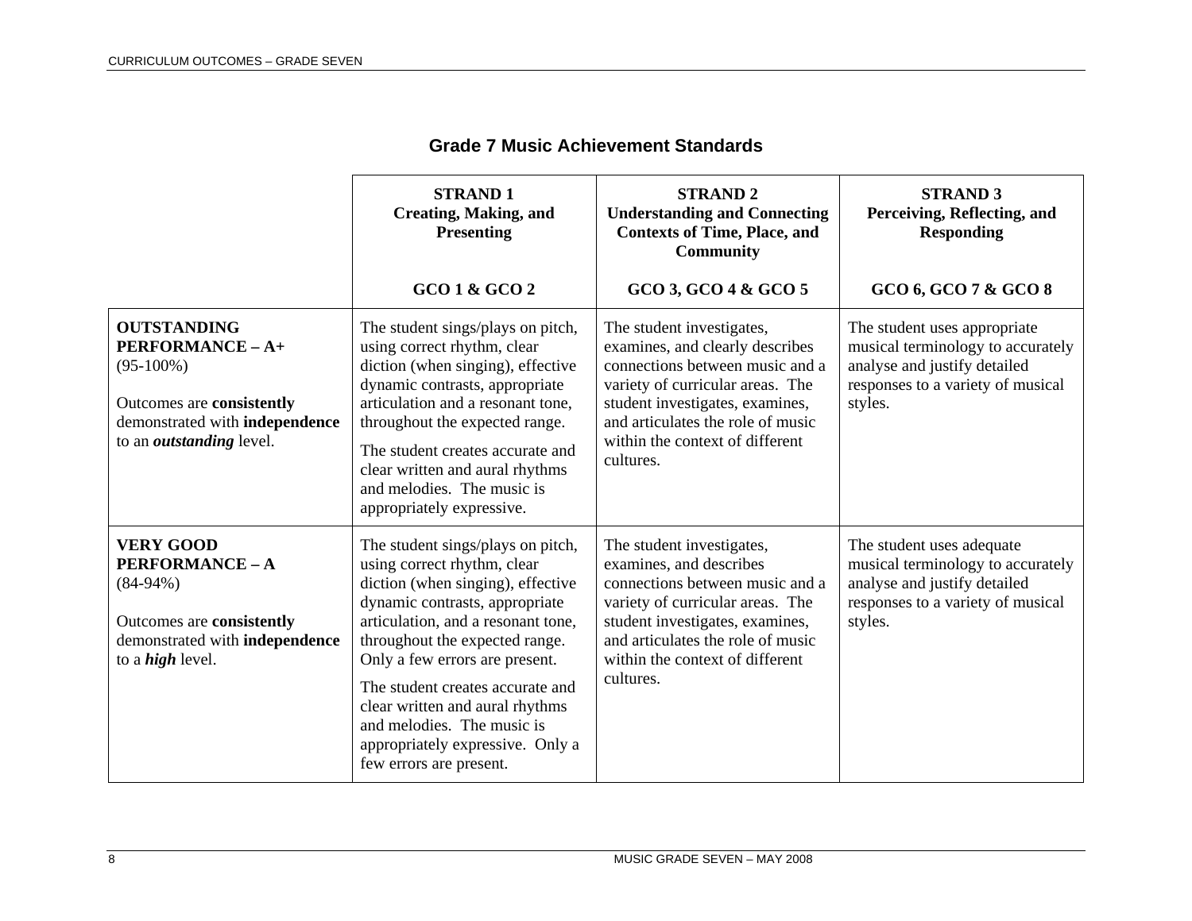## Grade 7 Music Achievement Standards

| | **STRAND 1** **Creating, Making, and Presenting** **GCO 1 & GCO 2** | **STRAND 2** **Understanding and Connecting Contexts of Time, Place, and Community** **GCO 3, GCO 4 & GCO 5** | **STRAND 3** **Perceiving, Reflecting, and Responding** **GCO 6, GCO 7 & GCO 8** |
|---|---|---|---|
| **OUTSTANDING PERFORMANCE – A+** (95-100%) Outcomes are **consistently** demonstrated with **independence** to an ***outstanding*** level. | The student sings/plays on pitch, using correct rhythm, clear diction (when singing), effective dynamic contrasts, appropriate articulation and a resonant tone, throughout the expected range. The student creates accurate and clear written and aural rhythms and melodies. The music is appropriately expressive. | The student investigates, examines, and clearly describes connections between music and a variety of curricular areas. The student investigates, examines, and articulates the role of music within the context of different cultures. | The student uses appropriate musical terminology to accurately analyse and justify detailed responses to a variety of musical styles. |
| **VERY GOOD PERFORMANCE – A** (84-94%) Outcomes are **consistently** demonstrated with **independence** to a ***high*** level. | The student sings/plays on pitch, using correct rhythm, clear diction (when singing), effective dynamic contrasts, appropriate articulation, and a resonant tone, throughout the expected range. Only a few errors are present. The student creates accurate and clear written and aural rhythms and melodies. The music is appropriately expressive. Only a few errors are present. | The student investigates, examines, and describes connections between music and a variety of curricular areas. The student investigates, examines, and articulates the role of music within the context of different cultures. | The student uses adequate musical terminology to accurately analyse and justify detailed responses to a variety of musical styles. |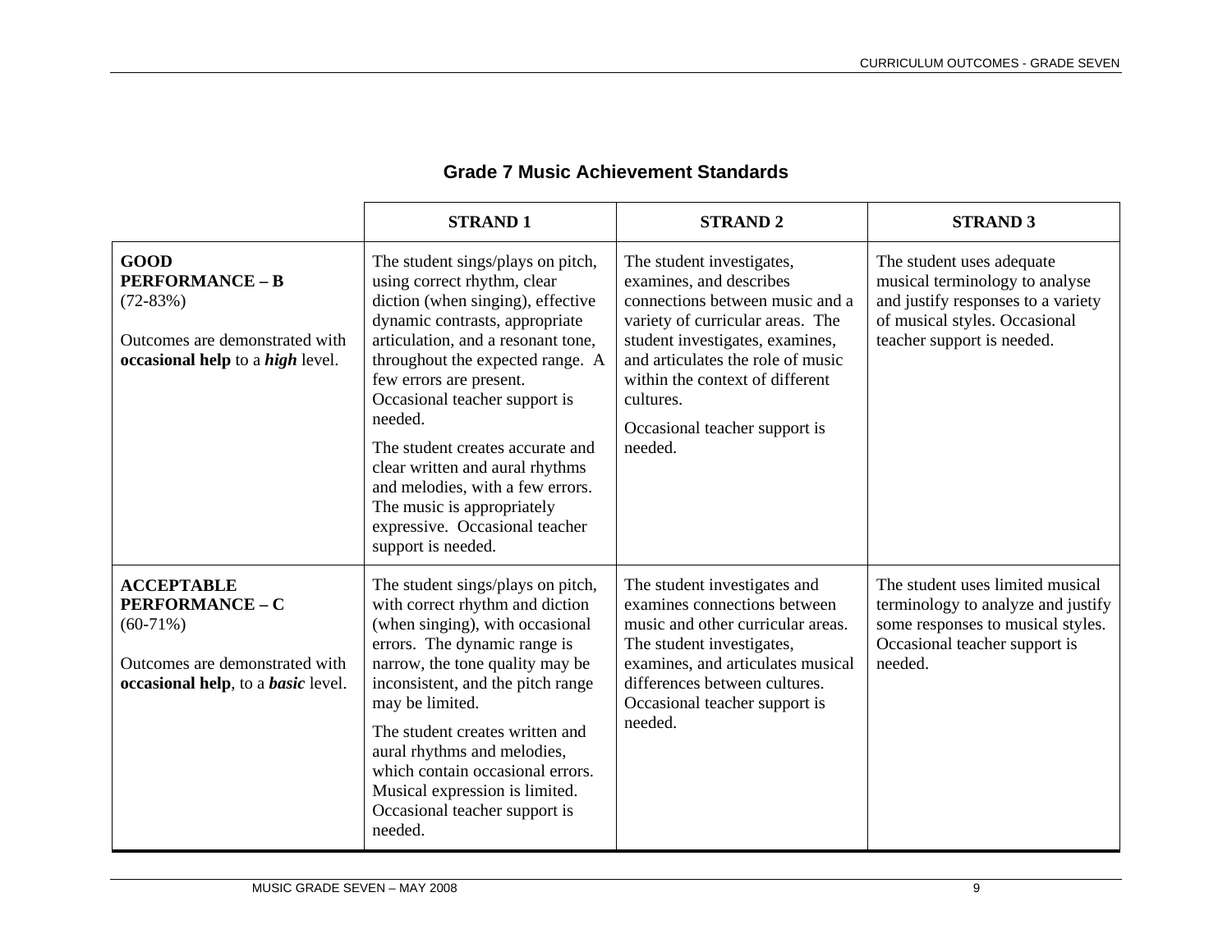## Grade 7 Music Achievement Standards

| | STRAND 1 | STRAND 2 | STRAND 3 |
|---|---|---|---|
| **GOOD PERFORMANCE – B** (72-83%)<br><br>Outcomes are demonstrated with **occasional help** to a ***high*** level. | The student sings/plays on pitch, using correct rhythm, clear diction (when singing), effective dynamic contrasts, appropriate articulation, and a resonant tone, throughout the expected range. A few errors are present. Occasional teacher support is needed.<br><br>The student creates accurate and clear written and aural rhythms and melodies, with a few errors. The music is appropriately expressive. Occasional teacher support is needed. | The student investigates, examines, and describes connections between music and a variety of curricular areas. The student investigates, examines, and articulates the role of music within the context of different cultures.<br><br>Occasional teacher support is needed. | The student uses adequate musical terminology to analyse and justify responses to a variety of musical styles. Occasional teacher support is needed. |
| **ACCEPTABLE PERFORMANCE – C** (60-71%)<br><br>Outcomes are demonstrated with **occasional help**, to a ***basic*** level. | The student sings/plays on pitch, with correct rhythm and diction (when singing), with occasional errors. The dynamic range is narrow, the tone quality may be inconsistent, and the pitch range may be limited.<br><br>The student creates written and aural rhythms and melodies, which contain occasional errors. Musical expression is limited. Occasional teacher support is needed. | The student investigates and examines connections between music and other curricular areas. The student investigates, examines, and articulates musical differences between cultures. Occasional teacher support is needed. | The student uses limited musical terminology to analyze and justify some responses to musical styles. Occasional teacher support is needed. |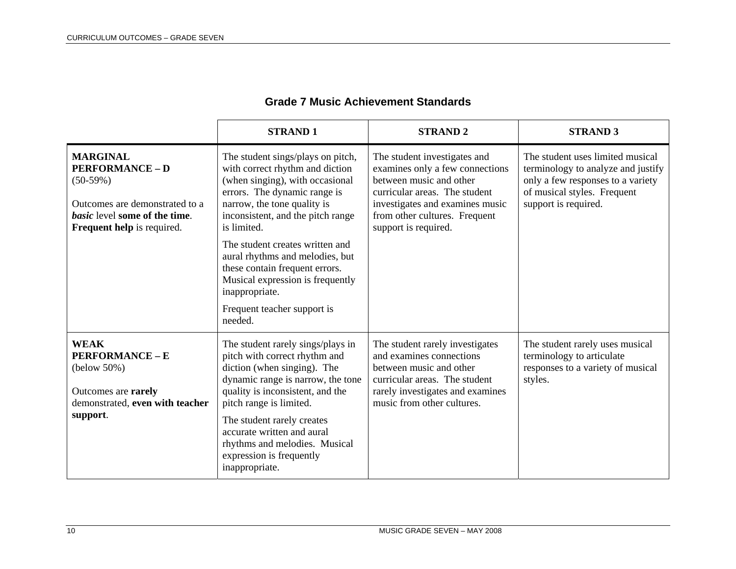## Grade 7 Music Achievement Standards

| | STRAND 1 | STRAND 2 | STRAND 3 |
|---|---|---|---|
| **MARGINAL PERFORMANCE – D** (50-59%)<br><br>Outcomes are demonstrated to a ***basic*** level **some of the time**. **Frequent help** is required. | The student sings/plays on pitch, with correct rhythm and diction (when singing), with occasional errors. The dynamic range is narrow, the tone quality is inconsistent, and the pitch range is limited.<br><br>The student creates written and aural rhythms and melodies, but these contain frequent errors. Musical expression is frequently inappropriate.<br><br>Frequent teacher support is needed. | The student investigates and examines only a few connections between music and other curricular areas. The student investigates and examines music from other cultures. Frequent support is required. | The student uses limited musical terminology to analyze and justify only a few responses to a variety of musical styles. Frequent support is required. |
| **WEAK PERFORMANCE – E** (below 50%)<br><br>Outcomes are **rarely** demonstrated, **even with teacher support**. | The student rarely sings/plays in pitch with correct rhythm and diction (when singing). The dynamic range is narrow, the tone quality is inconsistent, and the pitch range is limited.<br><br>The student rarely creates accurate written and aural rhythms and melodies. Musical expression is frequently inappropriate. | The student rarely investigates and examines connections between music and other curricular areas. The student rarely investigates and examines music from other cultures. | The student rarely uses musical terminology to articulate responses to a variety of musical styles. |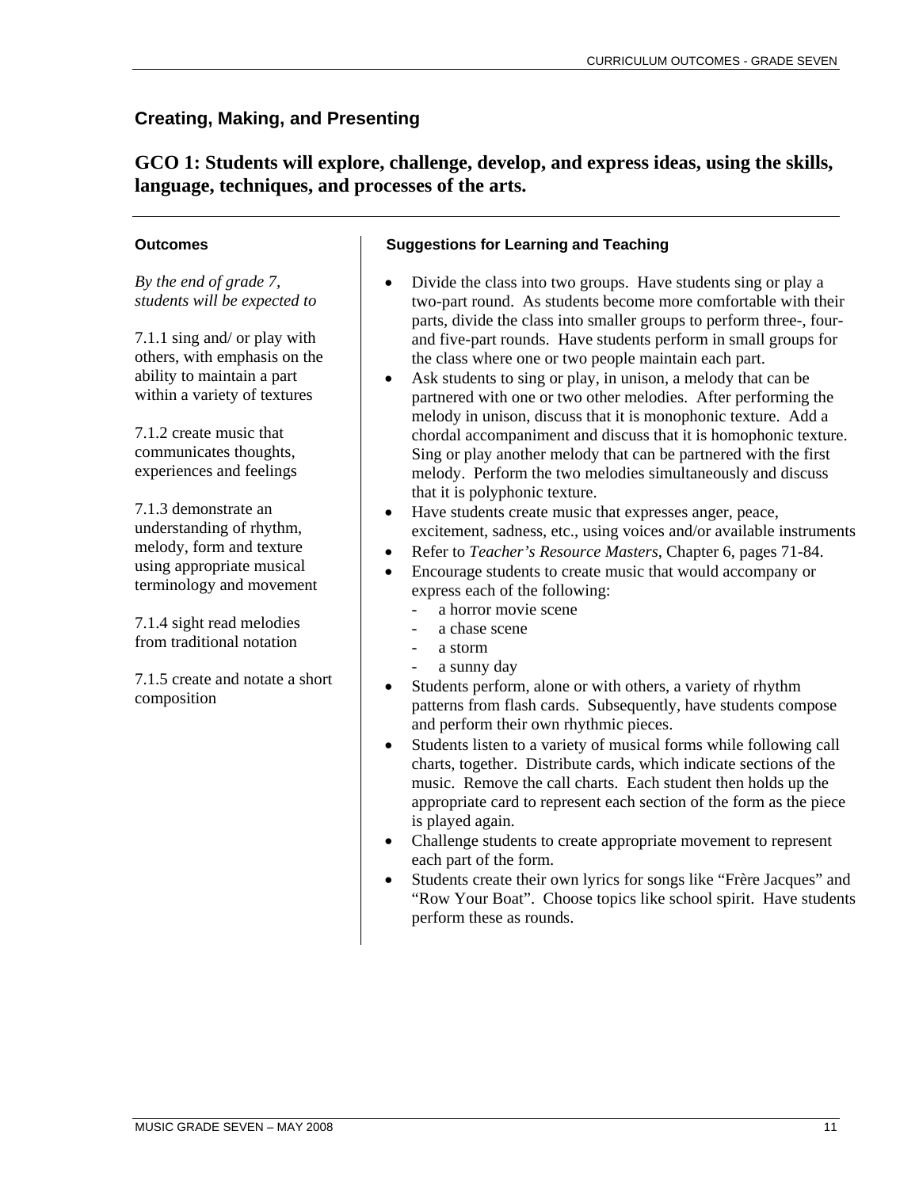## Creating, Making, and Presenting

### GCO 1: Students will explore, challenge, develop, and express ideas, using the skills, language, techniques, and processes of the arts.

#### Outcomes

*By the end of grade 7, students will be expected to*

7.1.1 sing and/ or play with others, with emphasis on the ability to maintain a part within a variety of textures

7.1.2 create music that communicates thoughts, experiences and feelings

7.1.3 demonstrate an understanding of rhythm, melody, form and texture using appropriate musical terminology and movement

7.1.4 sight read melodies from traditional notation

7.1.5 create and notate a short composition

#### Suggestions for Learning and Teaching

- Divide the class into two groups. Have students sing or play a two-part round. As students become more comfortable with their parts, divide the class into smaller groups to perform three-, four- and five-part rounds. Have students perform in small groups for the class where one or two people maintain each part.
- Ask students to sing or play, in unison, a melody that can be partnered with one or two other melodies. After performing the melody in unison, discuss that it is monophonic texture. Add a chordal accompaniment and discuss that it is homophonic texture. Sing or play another melody that can be partnered with the first melody. Perform the two melodies simultaneously and discuss that it is polyphonic texture.
- Have students create music that expresses anger, peace, excitement, sadness, etc., using voices and/or available instruments
- Refer to *Teacher's Resource Masters*, Chapter 6, pages 71-84.
- Encourage students to create music that would accompany or express each of the following:
  - a horror movie scene
  - a chase scene
  - a storm
  - a sunny day
- Students perform, alone or with others, a variety of rhythm patterns from flash cards. Subsequently, have students compose and perform their own rhythmic pieces.
- Students listen to a variety of musical forms while following call charts, together. Distribute cards, which indicate sections of the music. Remove the call charts. Each student then holds up the appropriate card to represent each section of the form as the piece is played again.
- Challenge students to create appropriate movement to represent each part of the form.
- Students create their own lyrics for songs like "Frère Jacques" and "Row Your Boat". Choose topics like school spirit. Have students perform these as rounds.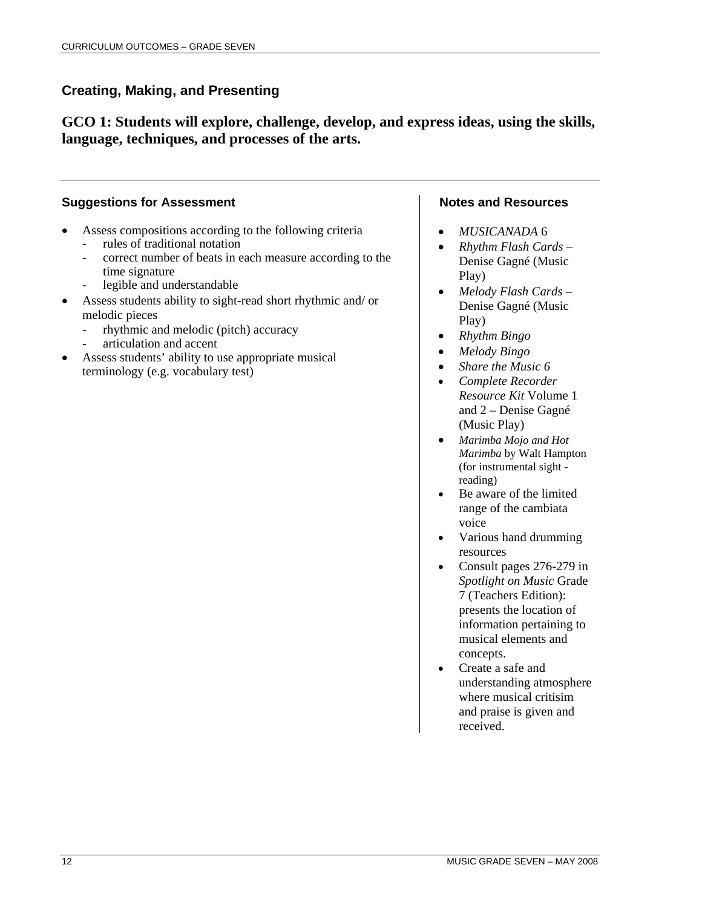## Creating, Making, and Presenting

**GCO 1: Students will explore, challenge, develop, and express ideas, using the skills, language, techniques, and processes of the arts.**

### Suggestions for Assessment

- Assess compositions according to the following criteria
  - rules of traditional notation
  - correct number of beats in each measure according to the time signature
  - legible and understandable
- Assess students ability to sight-read short rhythmic and/ or melodic pieces
  - rhythmic and melodic (pitch) accuracy
  - articulation and accent
- Assess students' ability to use appropriate musical terminology (e.g. vocabulary test)

### Notes and Resources

- *MUSICANADA* 6
- *Rhythm Flash Cards* – Denise Gagné (Music Play)
- *Melody Flash Cards* – Denise Gagné (Music Play)
- *Rhythm Bingo*
- *Melody Bingo*
- *Share the Music 6*
- *Complete Recorder Resource Kit* Volume 1 and 2 – Denise Gagné (Music Play)
- *Marimba Mojo and Hot Marimba* by Walt Hampton (for instrumental sight - reading)
- Be aware of the limited range of the cambiata voice
- Various hand drumming resources
- Consult pages 276-279 in *Spotlight on Music* Grade 7 (Teachers Edition): presents the location of information pertaining to musical elements and concepts.
- Create a safe and understanding atmosphere where musical critisim and praise is given and received.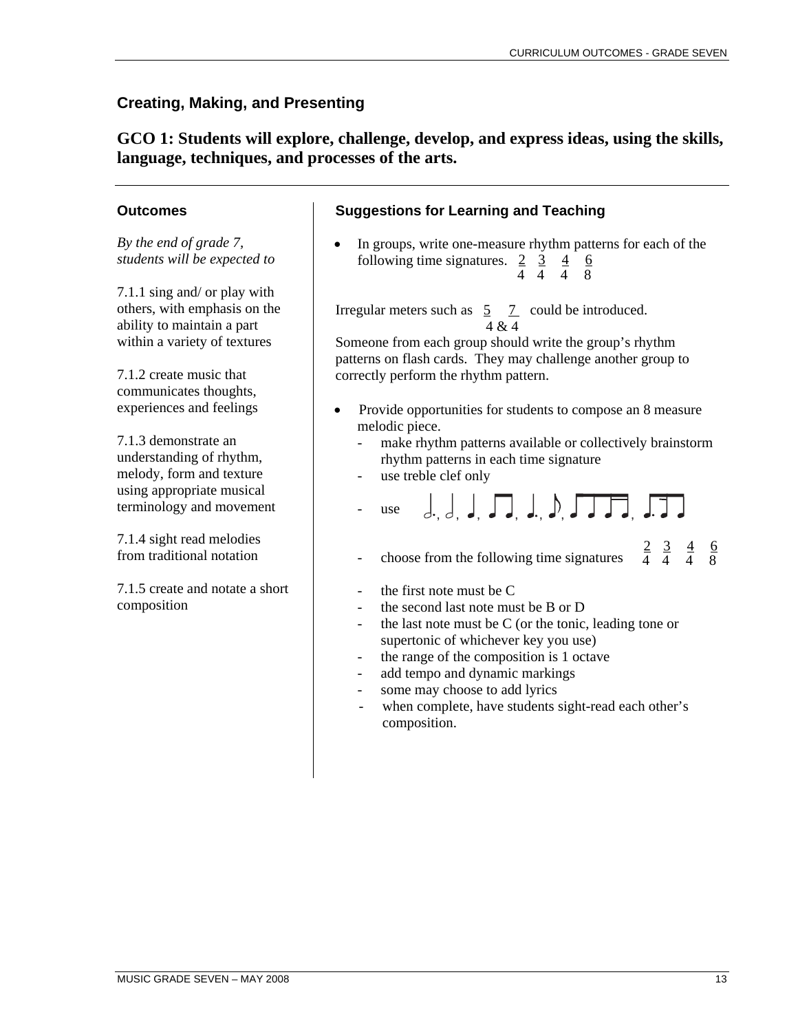## Creating, Making, and Presenting

### GCO 1: Students will explore, challenge, develop, and express ideas, using the skills, language, techniques, and processes of the arts.

#### Outcomes

*By the end of grade 7, students will be expected to*

7.1.1 sing and/ or play with others, with emphasis on the ability to maintain a part within a variety of textures

7.1.2 create music that communicates thoughts, experiences and feelings

7.1.3 demonstrate an understanding of rhythm, melody, form and texture using appropriate musical terminology and movement

7.1.4 sight read melodies from traditional notation

7.1.5 create and notate a short composition

#### Suggestions for Learning and Teaching

- In groups, write one-measure rhythm patterns for each of the following time signatures. $\frac{2}{4}$ $\frac{3}{4}$ $\frac{4}{4}$ $\frac{6}{8}$

Irregular meters such as $\frac{5}{4}$ & $\frac{7}{4}$ could be introduced.

Someone from each group should write the group's rhythm patterns on flash cards. They may challenge another group to correctly perform the rhythm pattern.

- Provide opportunities for students to compose an 8 measure melodic piece.
  - make rhythm patterns available or collectively brainstorm rhythm patterns in each time signature
  - use treble clef only
  - use 𝅗𝅥., 𝅗𝅥, ♩, ♫, ♩., ♪, ♬, ♩.♫
  - choose from the following time signatures $\frac{2}{4}$ $\frac{3}{4}$ $\frac{4}{4}$ $\frac{6}{8}$
  - the first note must be C
  - the second last note must be B or D
  - the last note must be C (or the tonic, leading tone or supertonic of whichever key you use)
  - the range of the composition is 1 octave
  - add tempo and dynamic markings
  - some may choose to add lyrics
  - when complete, have students sight-read each other's composition.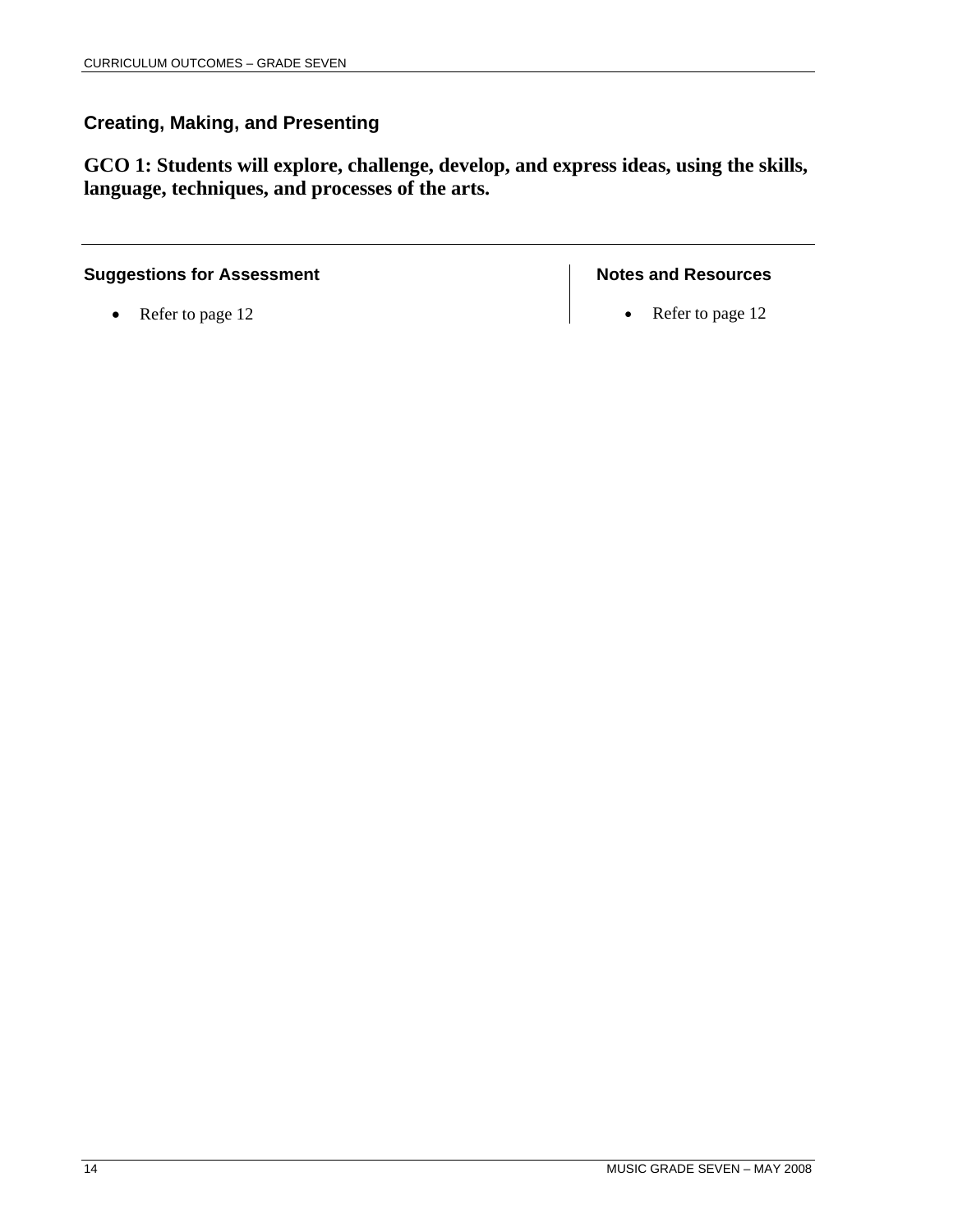## Creating, Making, and Presenting

### GCO 1: Students will explore, challenge, develop, and express ideas, using the skills, language, techniques, and processes of the arts.

---

**Suggestions for Assessment**

- Refer to page 12

**Notes and Resources**

- Refer to page 12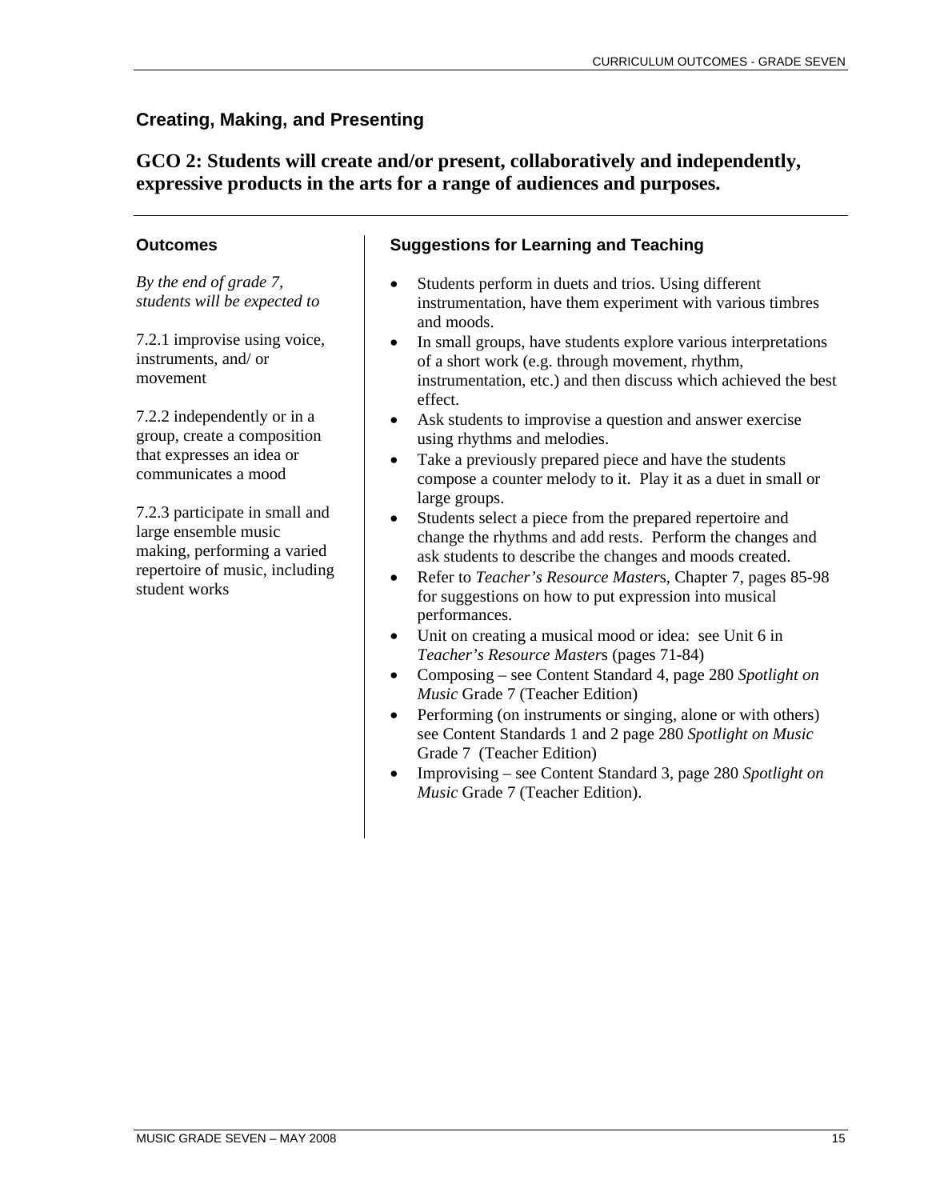## Creating, Making, and Presenting

### GCO 2: Students will create and/or present, collaboratively and independently, expressive products in the arts for a range of audiences and purposes.

#### Outcomes

*By the end of grade 7, students will be expected to*

7.2.1 improvise using voice, instruments, and/ or movement

7.2.2 independently or in a group, create a composition that expresses an idea or communicates a mood

7.2.3 participate in small and large ensemble music making, performing a varied repertoire of music, including student works

#### Suggestions for Learning and Teaching

- Students perform in duets and trios. Using different instrumentation, have them experiment with various timbres and moods.
- In small groups, have students explore various interpretations of a short work (e.g. through movement, rhythm, instrumentation, etc.) and then discuss which achieved the best effect.
- Ask students to improvise a question and answer exercise using rhythms and melodies.
- Take a previously prepared piece and have the students compose a counter melody to it. Play it as a duet in small or large groups.
- Students select a piece from the prepared repertoire and change the rhythms and add rests. Perform the changes and ask students to describe the changes and moods created.
- Refer to *Teacher's Resource Masters*, Chapter 7, pages 85-98 for suggestions on how to put expression into musical performances.
- Unit on creating a musical mood or idea: see Unit 6 in *Teacher's Resource Masters* (pages 71-84)
- Composing – see Content Standard 4, page 280 *Spotlight on Music* Grade 7 (Teacher Edition)
- Performing (on instruments or singing, alone or with others) see Content Standards 1 and 2 page 280 *Spotlight on Music* Grade 7 (Teacher Edition)
- Improvising – see Content Standard 3, page 280 *Spotlight on Music* Grade 7 (Teacher Edition).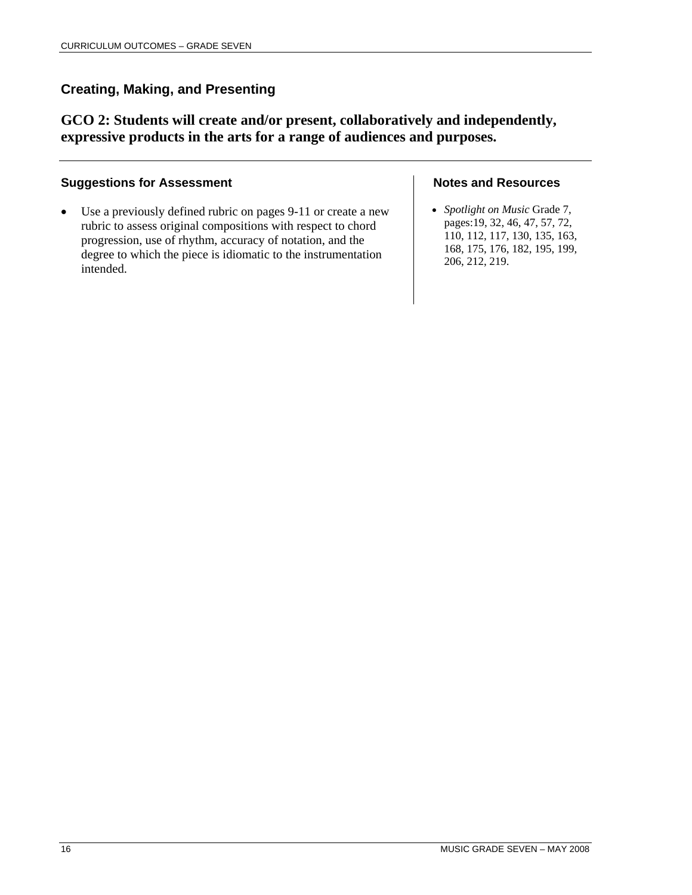## Creating, Making, and Presenting

### GCO 2: Students will create and/or present, collaboratively and independently, expressive products in the arts for a range of audiences and purposes.

#### Suggestions for Assessment

- Use a previously defined rubric on pages 9-11 or create a new rubric to assess original compositions with respect to chord progression, use of rhythm, accuracy of notation, and the degree to which the piece is idiomatic to the instrumentation intended.

#### Notes and Resources

- *Spotlight on Music* Grade 7, pages:19, 32, 46, 47, 57, 72, 110, 112, 117, 130, 135, 163, 168, 175, 176, 182, 195, 199, 206, 212, 219.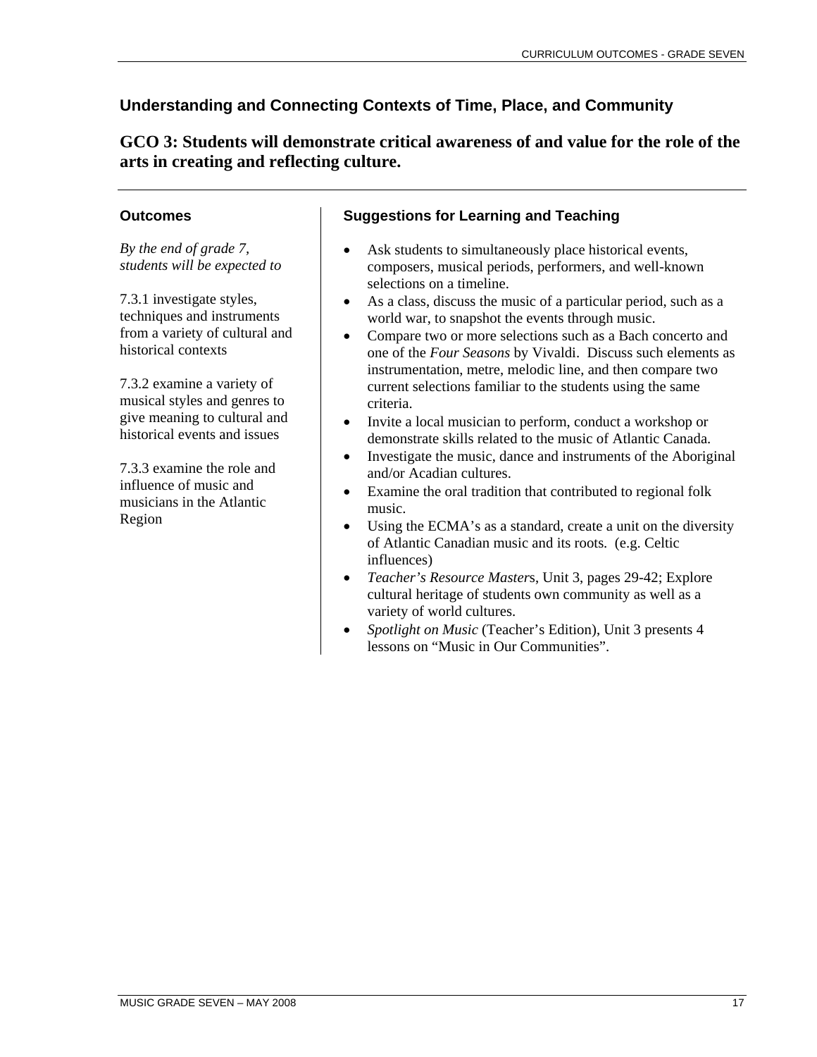## Understanding and Connecting Contexts of Time, Place, and Community

### GCO 3: Students will demonstrate critical awareness of and value for the role of the arts in creating and reflecting culture.

#### Outcomes

*By the end of grade 7, students will be expected to*

7.3.1 investigate styles, techniques and instruments from a variety of cultural and historical contexts

7.3.2 examine a variety of musical styles and genres to give meaning to cultural and historical events and issues

7.3.3 examine the role and influence of music and musicians in the Atlantic Region

#### Suggestions for Learning and Teaching

- Ask students to simultaneously place historical events, composers, musical periods, performers, and well-known selections on a timeline.
- As a class, discuss the music of a particular period, such as a world war, to snapshot the events through music.
- Compare two or more selections such as a Bach concerto and one of the *Four Seasons* by Vivaldi. Discuss such elements as instrumentation, metre, melodic line, and then compare two current selections familiar to the students using the same criteria.
- Invite a local musician to perform, conduct a workshop or demonstrate skills related to the music of Atlantic Canada.
- Investigate the music, dance and instruments of the Aboriginal and/or Acadian cultures.
- Examine the oral tradition that contributed to regional folk music.
- Using the ECMA's as a standard, create a unit on the diversity of Atlantic Canadian music and its roots. (e.g. Celtic influences)
- *Teacher's Resource Master*s, Unit 3, pages 29-42; Explore cultural heritage of students own community as well as a variety of world cultures.
- *Spotlight on Music* (Teacher's Edition), Unit 3 presents 4 lessons on "Music in Our Communities".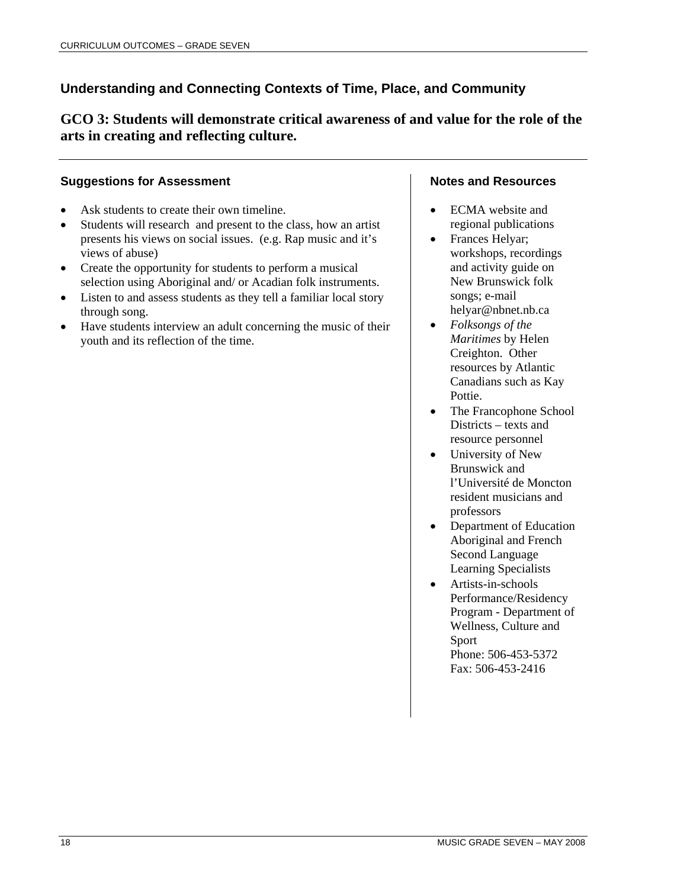## Understanding and Connecting Contexts of Time, Place, and Community

## GCO 3: Students will demonstrate critical awareness of and value for the role of the arts in creating and reflecting culture.

### Suggestions for Assessment

- Ask students to create their own timeline.
- Students will research and present to the class, how an artist presents his views on social issues. (e.g. Rap music and it's views of abuse)
- Create the opportunity for students to perform a musical selection using Aboriginal and/ or Acadian folk instruments.
- Listen to and assess students as they tell a familiar local story through song.
- Have students interview an adult concerning the music of their youth and its reflection of the time.

### Notes and Resources

- ECMA website and regional publications
- Frances Helyar; workshops, recordings and activity guide on New Brunswick folk songs; e-mail helyar@nbnet.nb.ca
- *Folksongs of the Maritimes* by Helen Creighton. Other resources by Atlantic Canadians such as Kay Pottie.
- The Francophone School Districts – texts and resource personnel
- University of New Brunswick and l'Université de Moncton resident musicians and professors
- Department of Education Aboriginal and French Second Language Learning Specialists
- Artists-in-schools Performance/Residency Program - Department of Wellness, Culture and Sport
  Phone: 506-453-5372
  Fax: 506-453-2416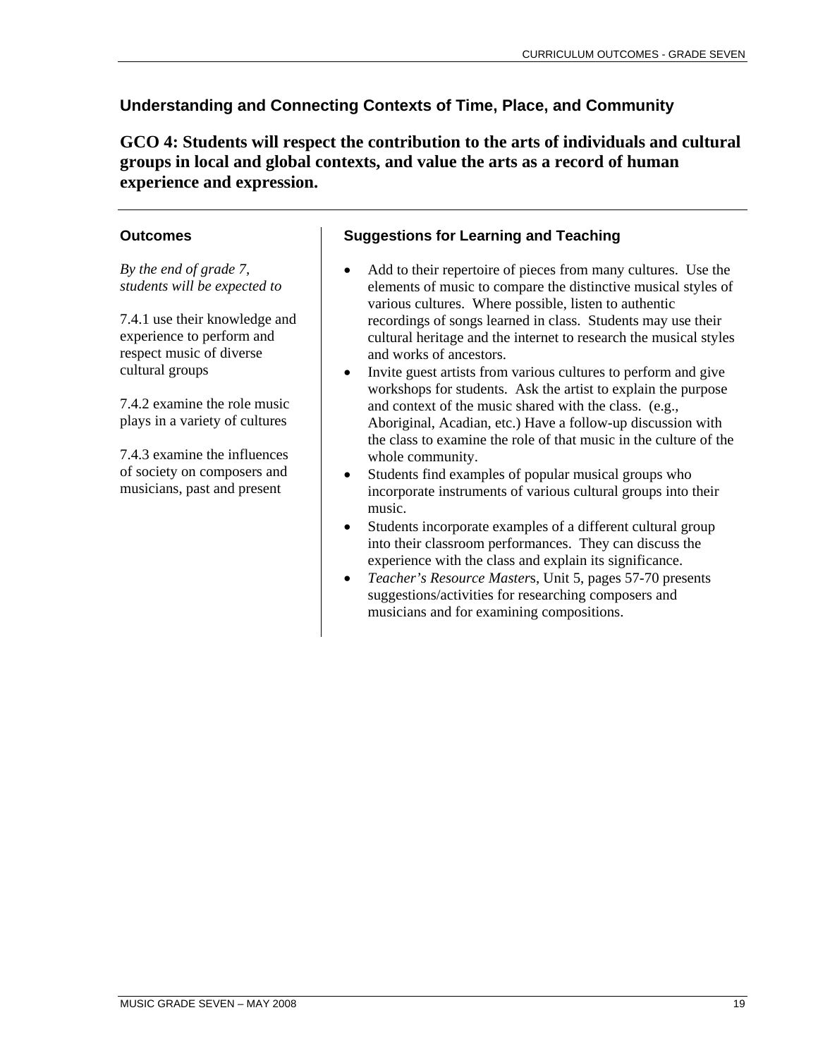## Understanding and Connecting Contexts of Time, Place, and Community

### GCO 4: Students will respect the contribution to the arts of individuals and cultural groups in local and global contexts, and value the arts as a record of human experience and expression.

#### Outcomes

*By the end of grade 7, students will be expected to*

7.4.1 use their knowledge and experience to perform and respect music of diverse cultural groups

7.4.2 examine the role music plays in a variety of cultures

7.4.3 examine the influences of society on composers and musicians, past and present

#### Suggestions for Learning and Teaching

- Add to their repertoire of pieces from many cultures. Use the elements of music to compare the distinctive musical styles of various cultures. Where possible, listen to authentic recordings of songs learned in class. Students may use their cultural heritage and the internet to research the musical styles and works of ancestors.
- Invite guest artists from various cultures to perform and give workshops for students. Ask the artist to explain the purpose and context of the music shared with the class. (e.g., Aboriginal, Acadian, etc.) Have a follow-up discussion with the class to examine the role of that music in the culture of the whole community.
- Students find examples of popular musical groups who incorporate instruments of various cultural groups into their music.
- Students incorporate examples of a different cultural group into their classroom performances. They can discuss the experience with the class and explain its significance.
- *Teacher's Resource Masters*, Unit 5, pages 57-70 presents suggestions/activities for researching composers and musicians and for examining compositions.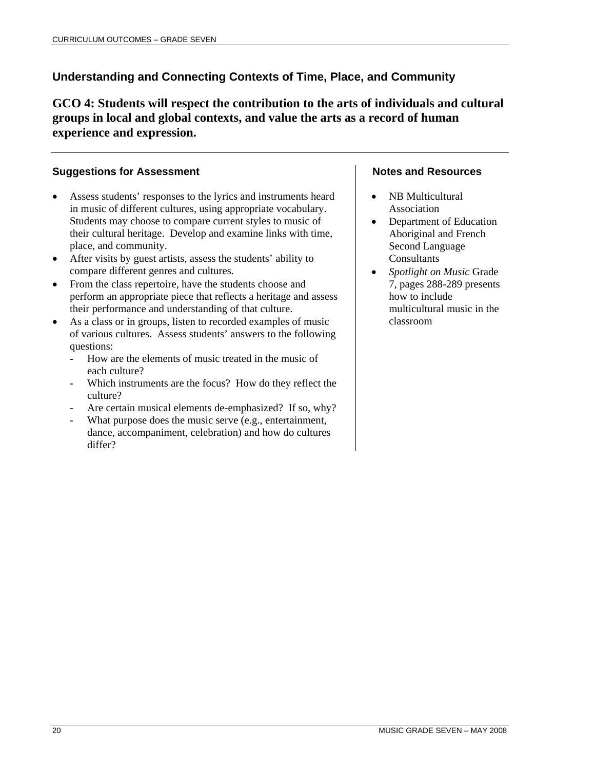## Understanding and Connecting Contexts of Time, Place, and Community

### GCO 4: Students will respect the contribution to the arts of individuals and cultural groups in local and global contexts, and value the arts as a record of human experience and expression.

#### Suggestions for Assessment

- Assess students' responses to the lyrics and instruments heard in music of different cultures, using appropriate vocabulary. Students may choose to compare current styles to music of their cultural heritage. Develop and examine links with time, place, and community.
- After visits by guest artists, assess the students' ability to compare different genres and cultures.
- From the class repertoire, have the students choose and perform an appropriate piece that reflects a heritage and assess their performance and understanding of that culture.
- As a class or in groups, listen to recorded examples of music of various cultures. Assess students' answers to the following questions:
  - How are the elements of music treated in the music of each culture?
  - Which instruments are the focus? How do they reflect the culture?
  - Are certain musical elements de-emphasized? If so, why?
  - What purpose does the music serve (e.g., entertainment, dance, accompaniment, celebration) and how do cultures differ?

#### Notes and Resources

- NB Multicultural Association
- Department of Education Aboriginal and French Second Language Consultants
- *Spotlight on Music* Grade 7, pages 288-289 presents how to include multicultural music in the classroom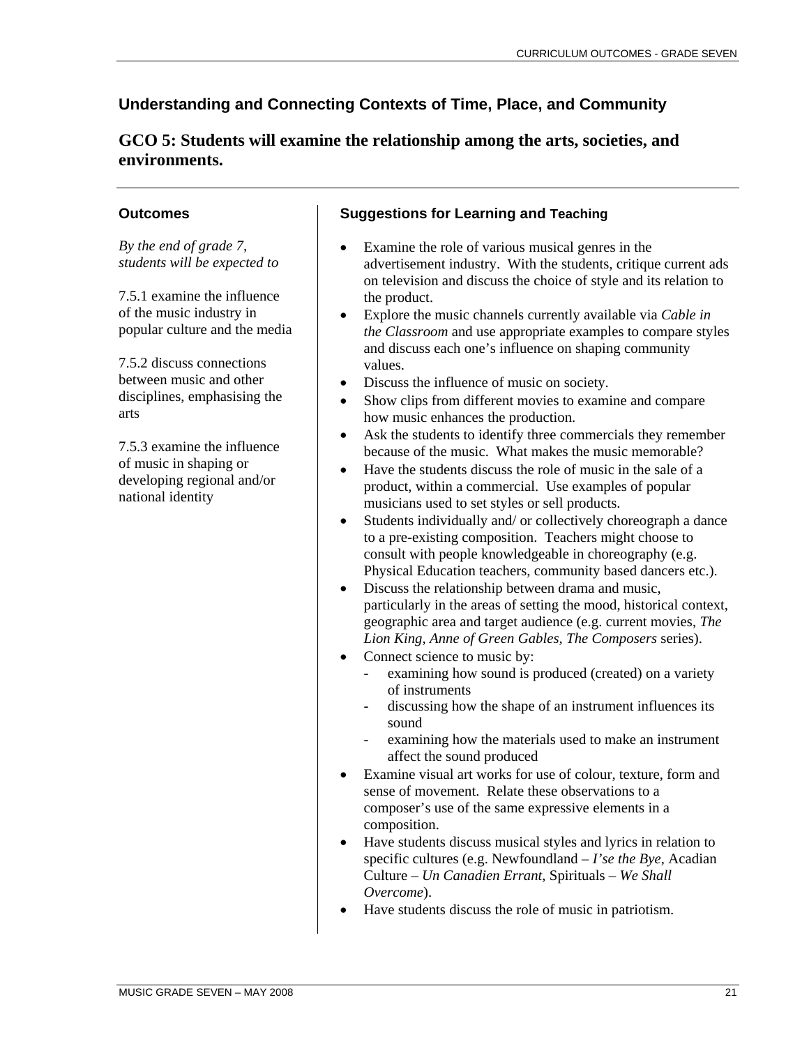## Understanding and Connecting Contexts of Time, Place, and Community

## GCO 5: Students will examine the relationship among the arts, societies, and environments.

### Outcomes

*By the end of grade 7, students will be expected to*

7.5.1 examine the influence of the music industry in popular culture and the media

7.5.2 discuss connections between music and other disciplines, emphasising the arts

7.5.3 examine the influence of music in shaping or developing regional and/or national identity

### Suggestions for Learning and Teaching

- Examine the role of various musical genres in the advertisement industry. With the students, critique current ads on television and discuss the choice of style and its relation to the product.
- Explore the music channels currently available via *Cable in the Classroom* and use appropriate examples to compare styles and discuss each one's influence on shaping community values.
- Discuss the influence of music on society.
- Show clips from different movies to examine and compare how music enhances the production.
- Ask the students to identify three commercials they remember because of the music. What makes the music memorable?
- Have the students discuss the role of music in the sale of a product, within a commercial. Use examples of popular musicians used to set styles or sell products.
- Students individually and/ or collectively choreograph a dance to a pre-existing composition. Teachers might choose to consult with people knowledgeable in choreography (e.g. Physical Education teachers, community based dancers etc.).
- Discuss the relationship between drama and music, particularly in the areas of setting the mood, historical context, geographic area and target audience (e.g. current movies, *The Lion King*, *Anne of Green Gables, The Composers* series).
- Connect science to music by:
  - examining how sound is produced (created) on a variety of instruments
  - discussing how the shape of an instrument influences its sound
  - examining how the materials used to make an instrument affect the sound produced
- Examine visual art works for use of colour, texture, form and sense of movement. Relate these observations to a composer's use of the same expressive elements in a composition.
- Have students discuss musical styles and lyrics in relation to specific cultures (e.g. Newfoundland – *I'se the Bye*, Acadian Culture – *Un Canadien Errant*, Spirituals – *We Shall Overcome*).
- Have students discuss the role of music in patriotism.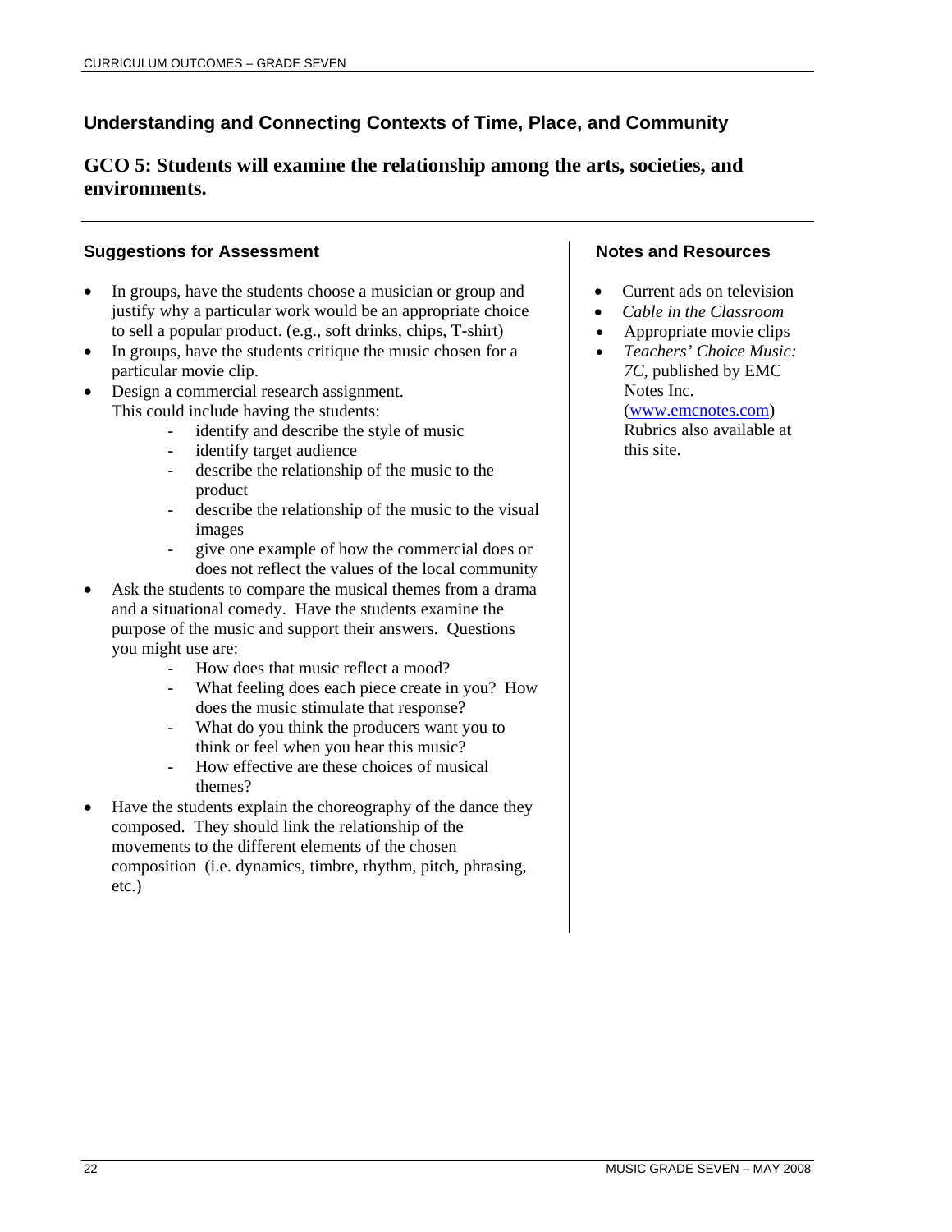## Understanding and Connecting Contexts of Time, Place, and Community

## GCO 5: Students will examine the relationship among the arts, societies, and environments.

### Suggestions for Assessment

- In groups, have the students choose a musician or group and justify why a particular work would be an appropriate choice to sell a popular product. (e.g., soft drinks, chips, T-shirt)
- In groups, have the students critique the music chosen for a particular movie clip.
- Design a commercial research assignment. This could include having the students:
  - identify and describe the style of music
  - identify target audience
  - describe the relationship of the music to the product
  - describe the relationship of the music to the visual images
  - give one example of how the commercial does or does not reflect the values of the local community
- Ask the students to compare the musical themes from a drama and a situational comedy. Have the students examine the purpose of the music and support their answers. Questions you might use are:
  - How does that music reflect a mood?
  - What feeling does each piece create in you? How does the music stimulate that response?
  - What do you think the producers want you to think or feel when you hear this music?
  - How effective are these choices of musical themes?
- Have the students explain the choreography of the dance they composed. They should link the relationship of the movements to the different elements of the chosen composition (i.e. dynamics, timbre, rhythm, pitch, phrasing, etc.)

### Notes and Resources

- Current ads on television
- *Cable in the Classroom*
- Appropriate movie clips
- *Teachers' Choice Music: 7C*, published by EMC Notes Inc. (www.emcnotes.com) Rubrics also available at this site.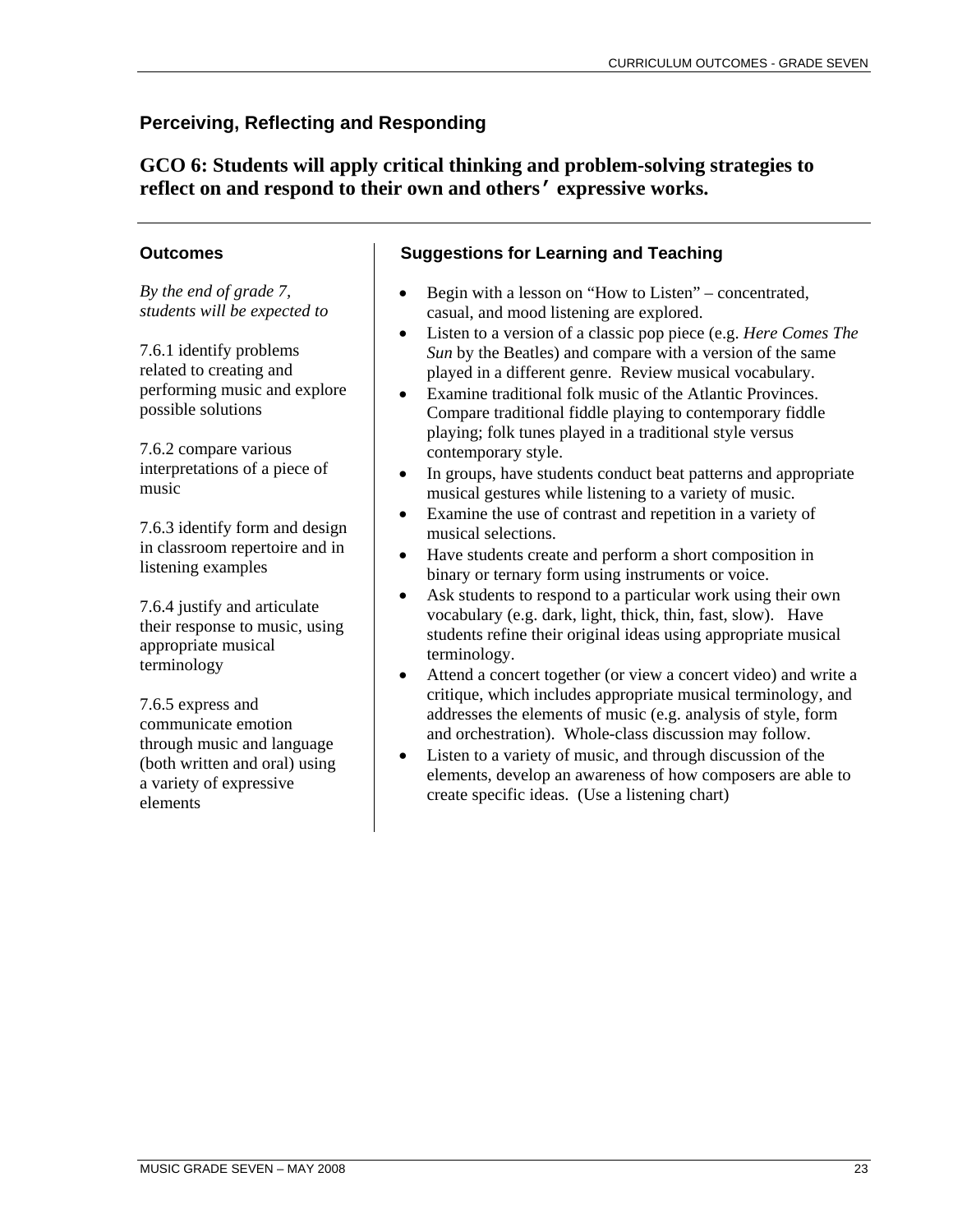## Perceiving, Reflecting and Responding

### GCO 6: Students will apply critical thinking and problem-solving strategies to reflect on and respond to their own and others' expressive works.

#### Outcomes

*By the end of grade 7, students will be expected to*

7.6.1 identify problems related to creating and performing music and explore possible solutions

7.6.2 compare various interpretations of a piece of music

7.6.3 identify form and design in classroom repertoire and in listening examples

7.6.4 justify and articulate their response to music, using appropriate musical terminology

7.6.5 express and communicate emotion through music and language (both written and oral) using a variety of expressive elements

#### Suggestions for Learning and Teaching

- Begin with a lesson on "How to Listen" – concentrated, casual, and mood listening are explored.
- Listen to a version of a classic pop piece (e.g. *Here Comes The Sun* by the Beatles) and compare with a version of the same played in a different genre. Review musical vocabulary.
- Examine traditional folk music of the Atlantic Provinces. Compare traditional fiddle playing to contemporary fiddle playing; folk tunes played in a traditional style versus contemporary style.
- In groups, have students conduct beat patterns and appropriate musical gestures while listening to a variety of music.
- Examine the use of contrast and repetition in a variety of musical selections.
- Have students create and perform a short composition in binary or ternary form using instruments or voice.
- Ask students to respond to a particular work using their own vocabulary (e.g. dark, light, thick, thin, fast, slow). Have students refine their original ideas using appropriate musical terminology.
- Attend a concert together (or view a concert video) and write a critique, which includes appropriate musical terminology, and addresses the elements of music (e.g. analysis of style, form and orchestration). Whole-class discussion may follow.
- Listen to a variety of music, and through discussion of the elements, develop an awareness of how composers are able to create specific ideas. (Use a listening chart)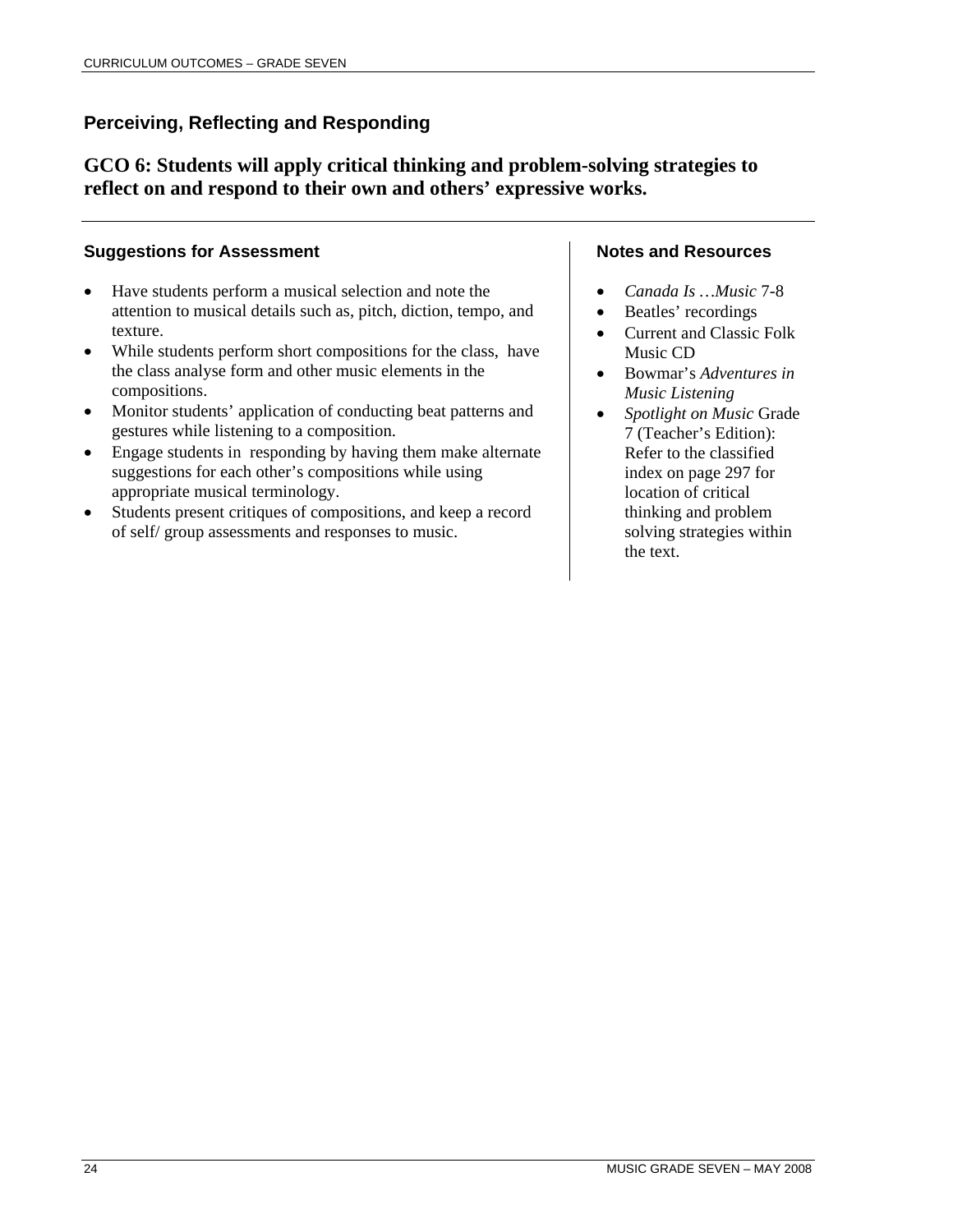## Perceiving, Reflecting and Responding

### GCO 6: Students will apply critical thinking and problem-solving strategies to reflect on and respond to their own and others' expressive works.

#### Suggestions for Assessment

- Have students perform a musical selection and note the attention to musical details such as, pitch, diction, tempo, and texture.
- While students perform short compositions for the class, have the class analyse form and other music elements in the compositions.
- Monitor students' application of conducting beat patterns and gestures while listening to a composition.
- Engage students in responding by having them make alternate suggestions for each other's compositions while using appropriate musical terminology.
- Students present critiques of compositions, and keep a record of self/ group assessments and responses to music.

#### Notes and Resources

- *Canada Is …Music* 7-8
- Beatles' recordings
- Current and Classic Folk Music CD
- Bowmar's *Adventures in Music Listening*
- *Spotlight on Music* Grade 7 (Teacher's Edition): Refer to the classified index on page 297 for location of critical thinking and problem solving strategies within the text.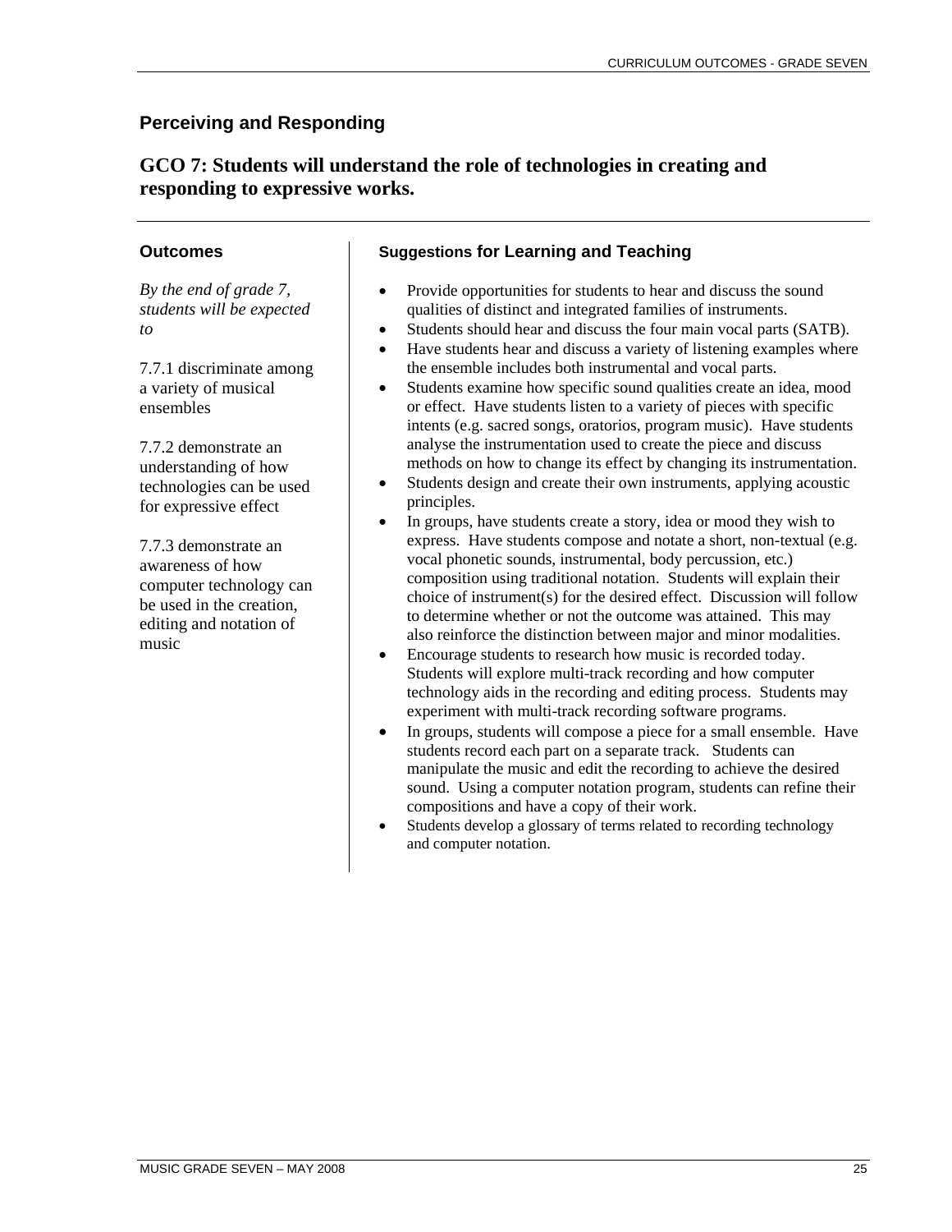## Perceiving and Responding

### GCO 7: Students will understand the role of technologies in creating and responding to expressive works.

#### Outcomes

*By the end of grade 7, students will be expected to*

7.7.1 discriminate among a variety of musical ensembles

7.7.2 demonstrate an understanding of how technologies can be used for expressive effect

7.7.3 demonstrate an awareness of how computer technology can be used in the creation, editing and notation of music

#### Suggestions for Learning and Teaching

- Provide opportunities for students to hear and discuss the sound qualities of distinct and integrated families of instruments.
- Students should hear and discuss the four main vocal parts (SATB).
- Have students hear and discuss a variety of listening examples where the ensemble includes both instrumental and vocal parts.
- Students examine how specific sound qualities create an idea, mood or effect. Have students listen to a variety of pieces with specific intents (e.g. sacred songs, oratorios, program music). Have students analyse the instrumentation used to create the piece and discuss methods on how to change its effect by changing its instrumentation.
- Students design and create their own instruments, applying acoustic principles.
- In groups, have students create a story, idea or mood they wish to express. Have students compose and notate a short, non-textual (e.g. vocal phonetic sounds, instrumental, body percussion, etc.) composition using traditional notation. Students will explain their choice of instrument(s) for the desired effect. Discussion will follow to determine whether or not the outcome was attained. This may also reinforce the distinction between major and minor modalities.
- Encourage students to research how music is recorded today. Students will explore multi-track recording and how computer technology aids in the recording and editing process. Students may experiment with multi-track recording software programs.
- In groups, students will compose a piece for a small ensemble. Have students record each part on a separate track. Students can manipulate the music and edit the recording to achieve the desired sound. Using a computer notation program, students can refine their compositions and have a copy of their work.
- Students develop a glossary of terms related to recording technology and computer notation.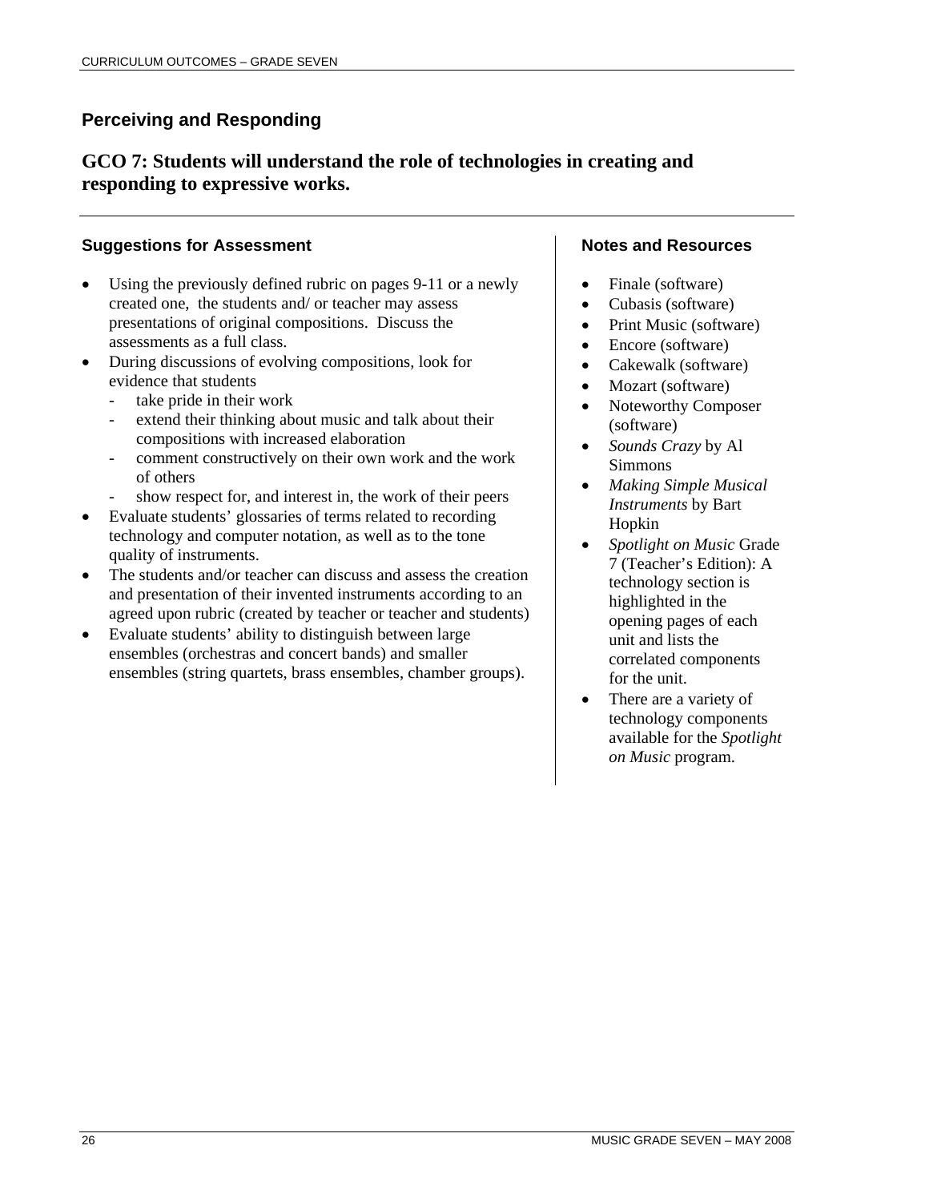## Perceiving and Responding

### GCO 7: Students will understand the role of technologies in creating and responding to expressive works.

#### Suggestions for Assessment

- Using the previously defined rubric on pages 9-11 or a newly created one, the students and/ or teacher may assess presentations of original compositions. Discuss the assessments as a full class.
- During discussions of evolving compositions, look for evidence that students
  - take pride in their work
  - extend their thinking about music and talk about their compositions with increased elaboration
  - comment constructively on their own work and the work of others
  - show respect for, and interest in, the work of their peers
- Evaluate students' glossaries of terms related to recording technology and computer notation, as well as to the tone quality of instruments.
- The students and/or teacher can discuss and assess the creation and presentation of their invented instruments according to an agreed upon rubric (created by teacher or teacher and students)
- Evaluate students' ability to distinguish between large ensembles (orchestras and concert bands) and smaller ensembles (string quartets, brass ensembles, chamber groups).

#### Notes and Resources

- Finale (software)
- Cubasis (software)
- Print Music (software)
- Encore (software)
- Cakewalk (software)
- Mozart (software)
- Noteworthy Composer (software)
- *Sounds Crazy* by Al Simmons
- *Making Simple Musical Instruments* by Bart Hopkin
- *Spotlight on Music* Grade 7 (Teacher's Edition): A technology section is highlighted in the opening pages of each unit and lists the correlated components for the unit.
- There are a variety of technology components available for the *Spotlight on Music* program.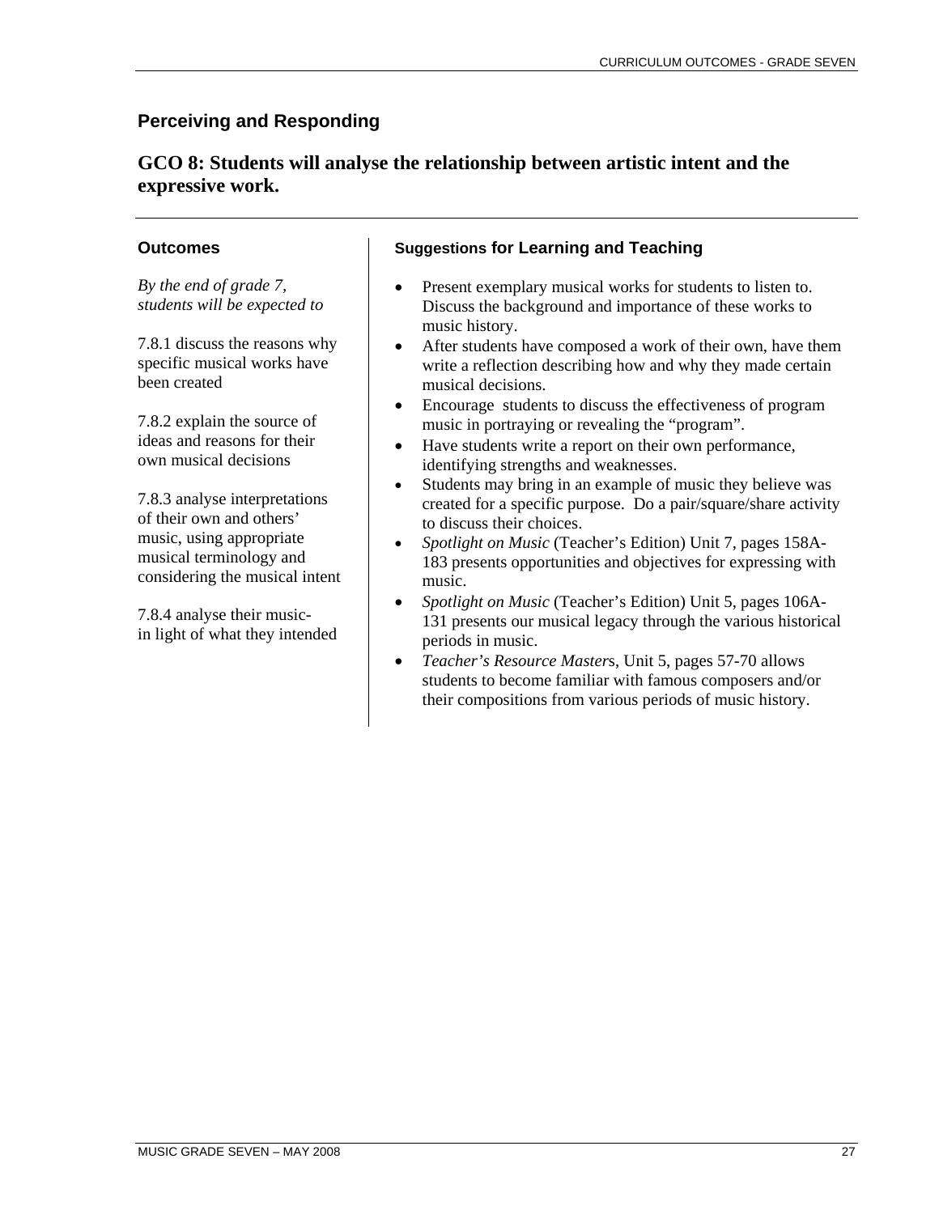## Perceiving and Responding

### GCO 8: Students will analyse the relationship between artistic intent and the expressive work.

#### Outcomes

*By the end of grade 7, students will be expected to*

7.8.1 discuss the reasons why specific musical works have been created

7.8.2 explain the source of ideas and reasons for their own musical decisions

7.8.3 analyse interpretations of their own and others' music, using appropriate musical terminology and considering the musical intent

7.8.4 analyse their music-in light of what they intended

#### Suggestions for Learning and Teaching

- Present exemplary musical works for students to listen to. Discuss the background and importance of these works to music history.
- After students have composed a work of their own, have them write a reflection describing how and why they made certain musical decisions.
- Encourage students to discuss the effectiveness of program music in portraying or revealing the "program".
- Have students write a report on their own performance, identifying strengths and weaknesses.
- Students may bring in an example of music they believe was created for a specific purpose. Do a pair/square/share activity to discuss their choices.
- *Spotlight on Music* (Teacher's Edition) Unit 7, pages 158A-183 presents opportunities and objectives for expressing with music.
- *Spotlight on Music* (Teacher's Edition) Unit 5, pages 106A-131 presents our musical legacy through the various historical periods in music.
- *Teacher's Resource Masters*, Unit 5, pages 57-70 allows students to become familiar with famous composers and/or their compositions from various periods of music history.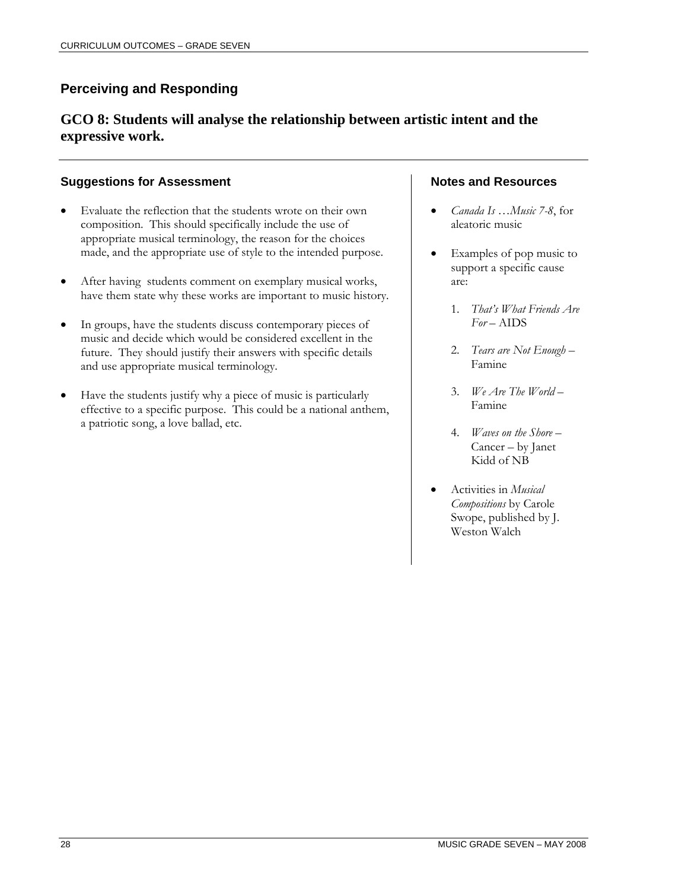## Perceiving and Responding

## GCO 8: Students will analyse the relationship between artistic intent and the expressive work.

### Suggestions for Assessment

- Evaluate the reflection that the students wrote on their own composition. This should specifically include the use of appropriate musical terminology, the reason for the choices made, and the appropriate use of style to the intended purpose.
- After having students comment on exemplary musical works, have them state why these works are important to music history.
- In groups, have the students discuss contemporary pieces of music and decide which would be considered excellent in the future. They should justify their answers with specific details and use appropriate musical terminology.
- Have the students justify why a piece of music is particularly effective to a specific purpose. This could be a national anthem, a patriotic song, a love ballad, etc.

### Notes and Resources

- *Canada Is …Music 7-8*, for aleatoric music
- Examples of pop music to support a specific cause are:
  1. *That's What Friends Are For* – AIDS
  2. *Tears are Not Enough* – Famine
  3. *We Are The World* – Famine
  4. *Waves on the Shore* – Cancer – by Janet Kidd of NB
- Activities in *Musical Compositions* by Carole Swope, published by J. Weston Walch